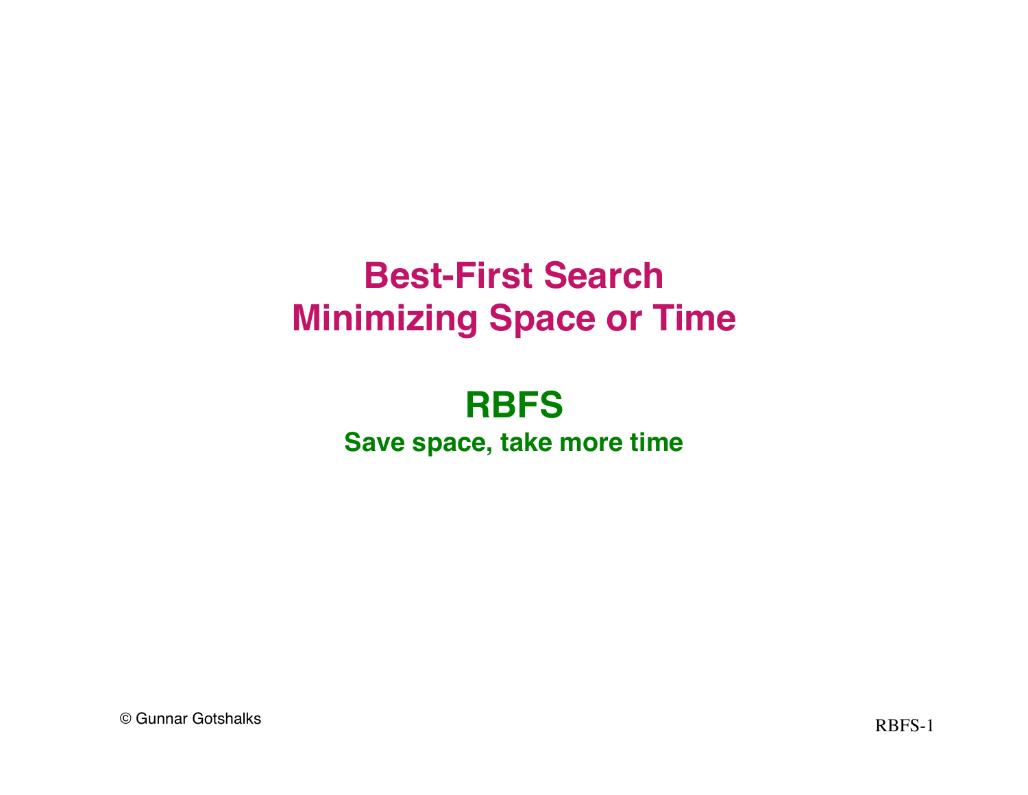# Best-First Search
# Minimizing Space or Time

## RBFS

**Save space, take more time**

© Gunnar Gotshalks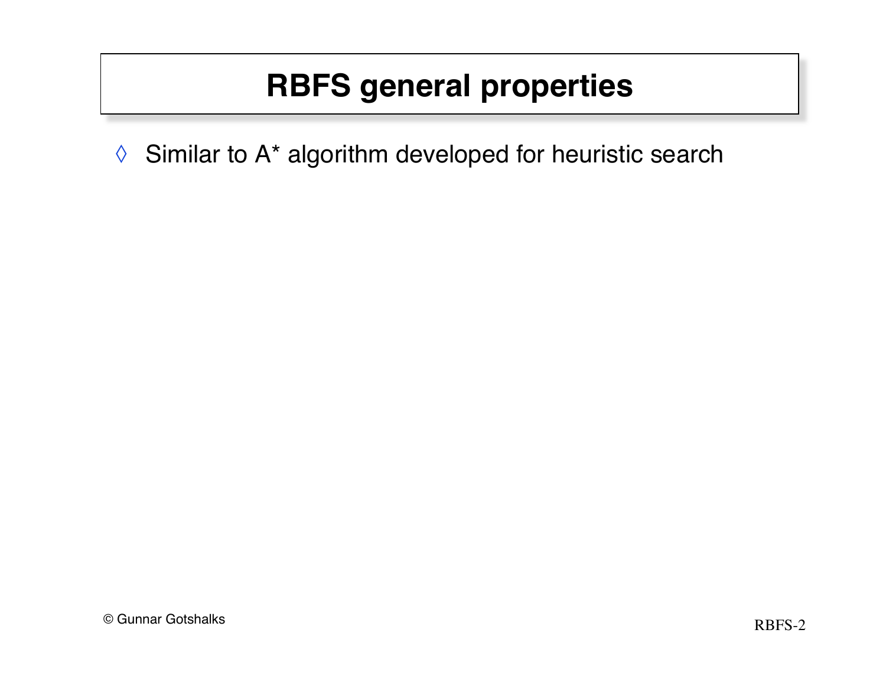# RBFS general properties

- Similar to A* algorithm developed for heuristic search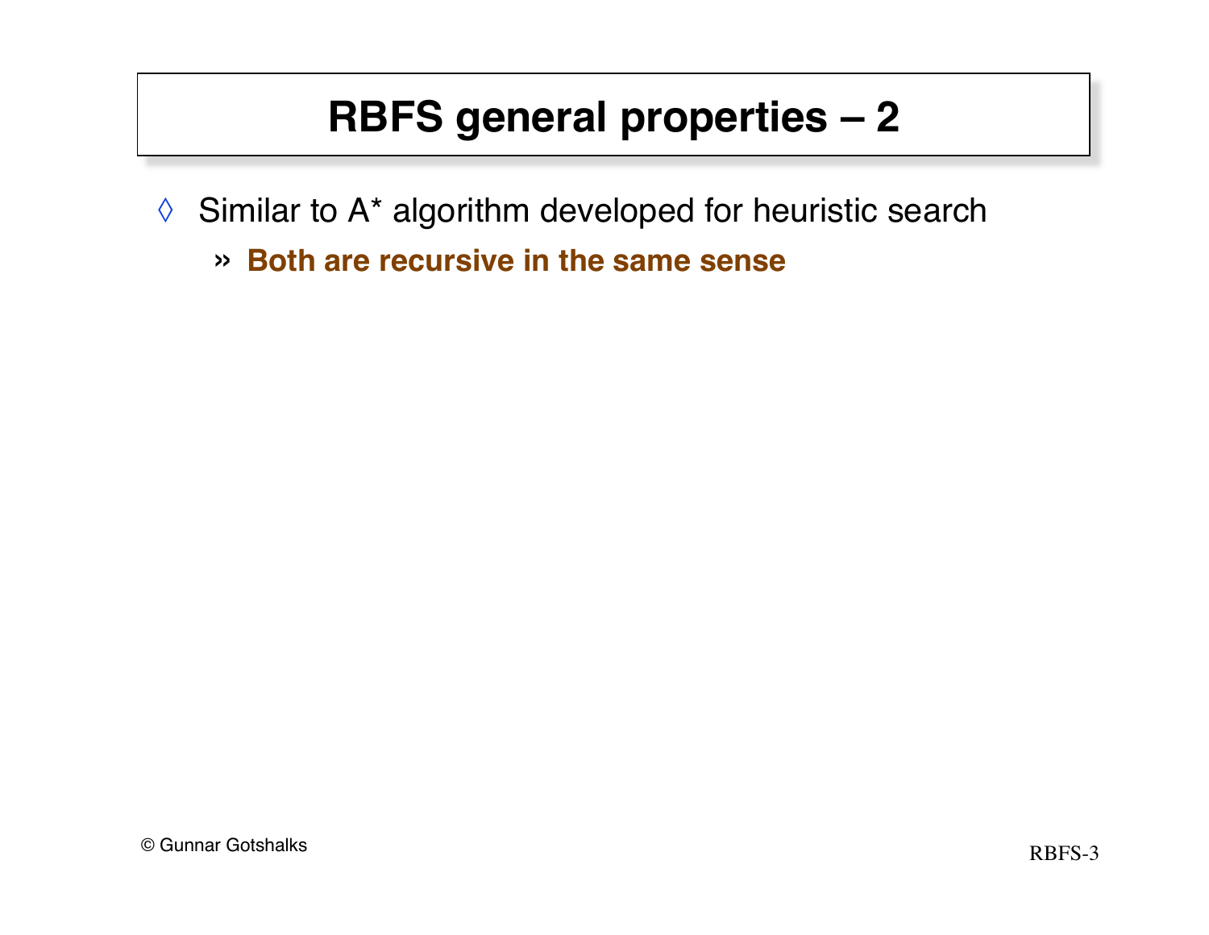# RBFS general properties – 2

- Similar to A* algorithm developed for heuristic search
  - **Both are recursive in the same sense**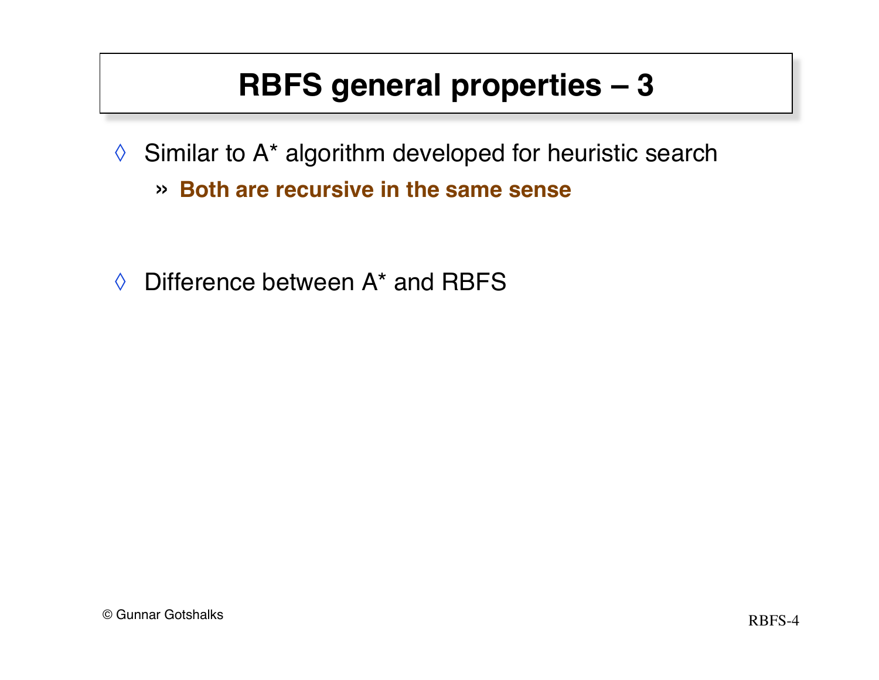# RBFS general properties – 3

- Similar to A* algorithm developed for heuristic search
  - **Both are recursive in the same sense**

- Difference between A* and RBFS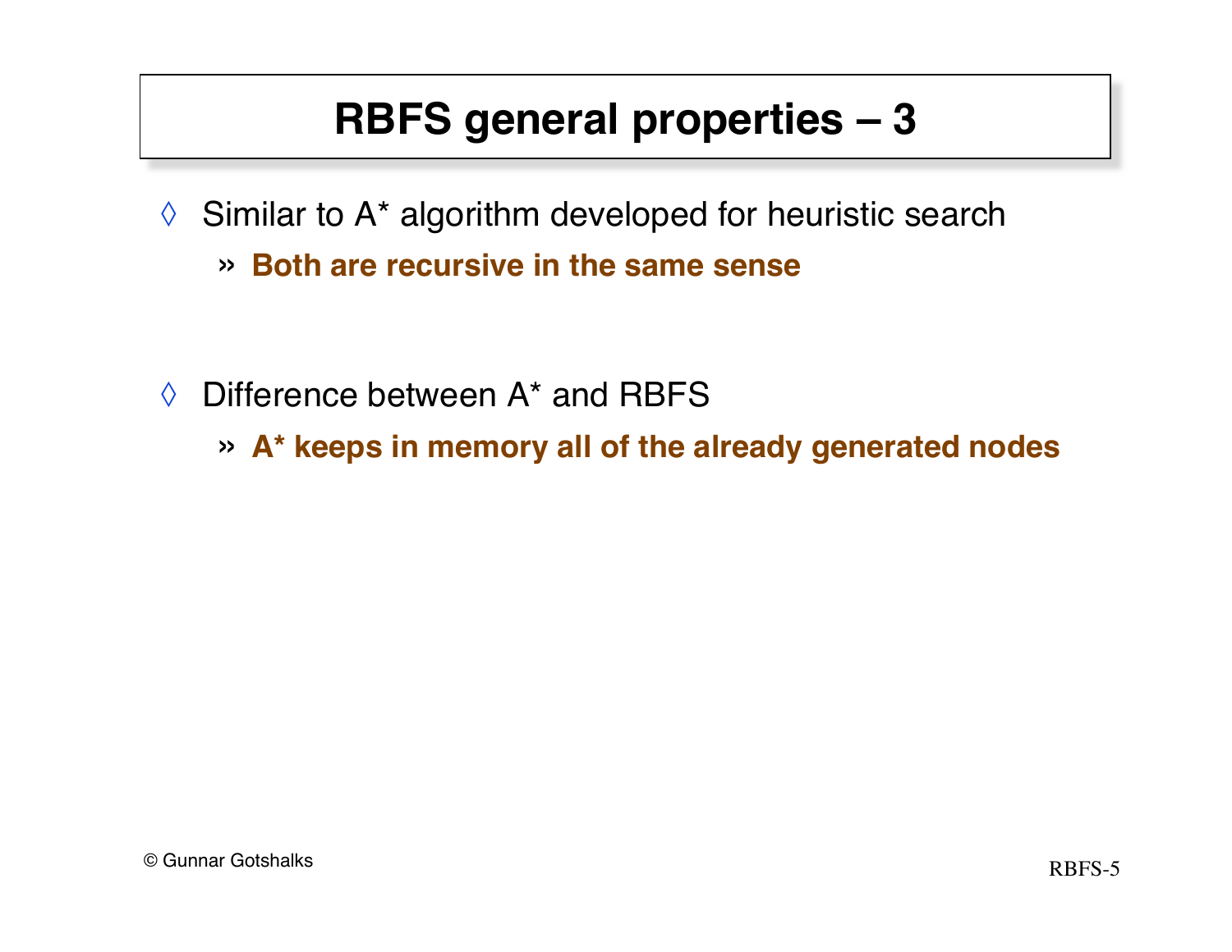# RBFS general properties – 3

- Similar to A* algorithm developed for heuristic search
  - **Both are recursive in the same sense**

- Difference between A* and RBFS
  - **A* keeps in memory all of the already generated nodes**

© Gunnar Gotshalks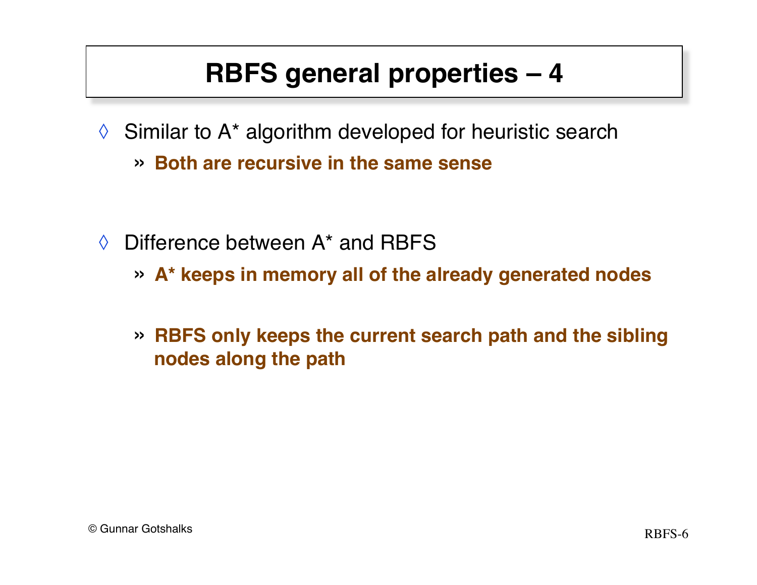# RBFS general properties – 4

- Similar to A* algorithm developed for heuristic search
  - **Both are recursive in the same sense**

- Difference between A* and RBFS
  - **A* keeps in memory all of the already generated nodes**
  - **RBFS only keeps the current search path and the sibling nodes along the path**

© Gunnar Gotshalks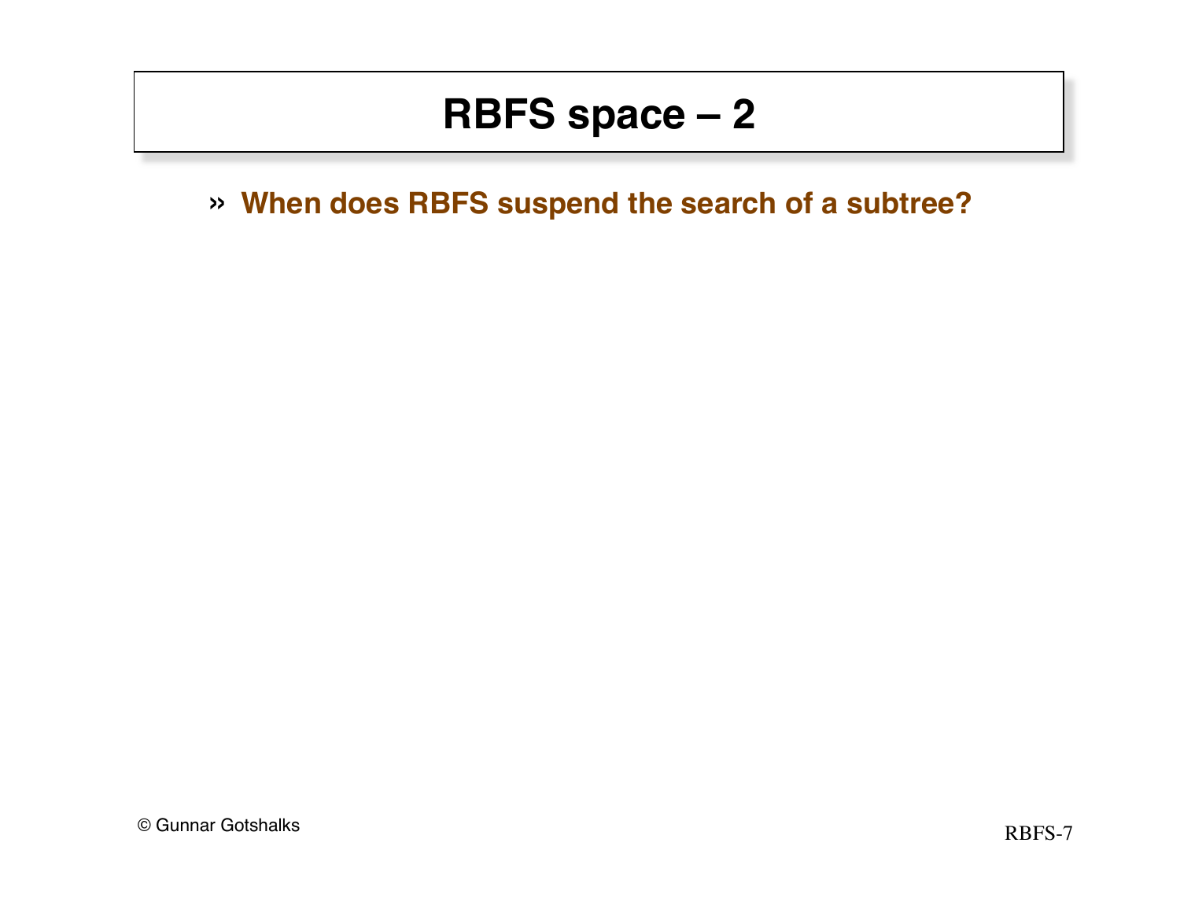# RBFS space – 2

- **When does RBFS suspend the search of a subtree?**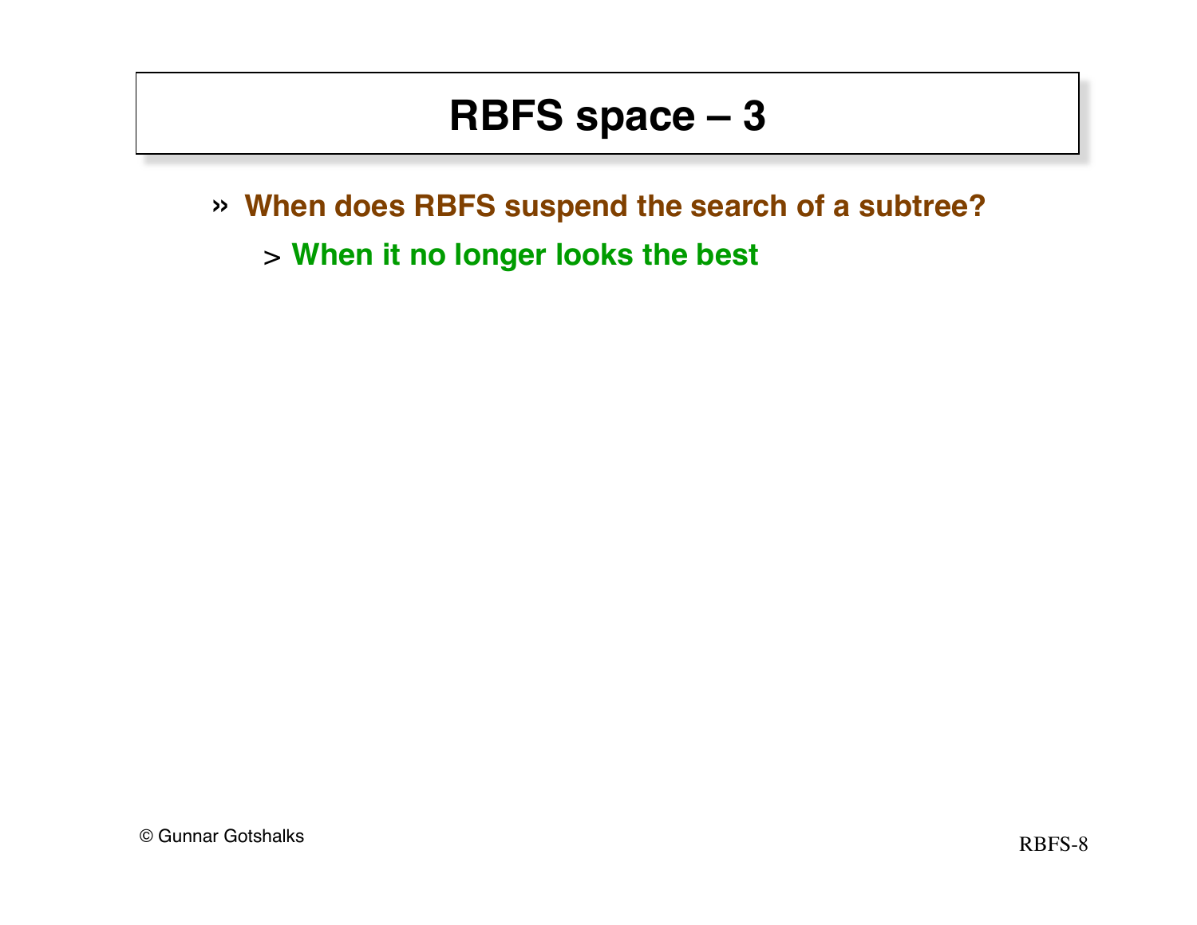# RBFS space – 3

- **When does RBFS suspend the search of a subtree?**
  - **When it no longer looks the best**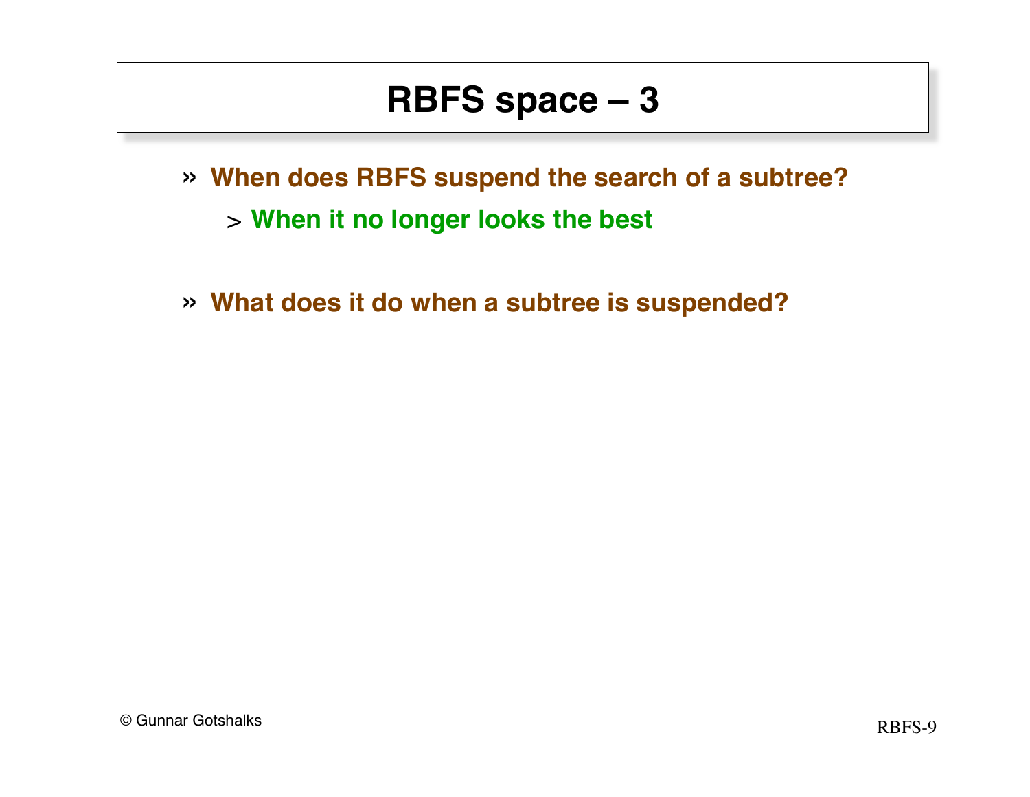# RBFS space – 3

- **When does RBFS suspend the search of a subtree?**
  - **When it no longer looks the best**

- **What does it do when a subtree is suspended?**

© Gunnar Gotshalks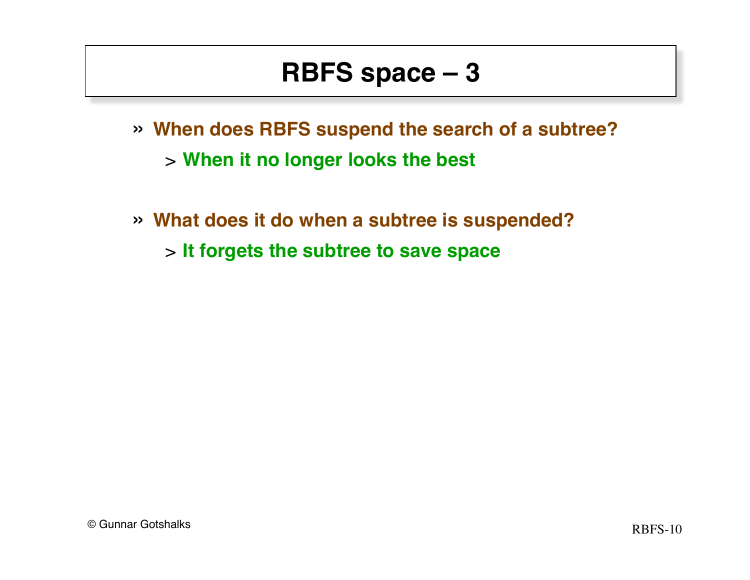# RBFS space – 3

- **When does RBFS suspend the search of a subtree?**
  - **When it no longer looks the best**

- **What does it do when a subtree is suspended?**
  - **It forgets the subtree to save space**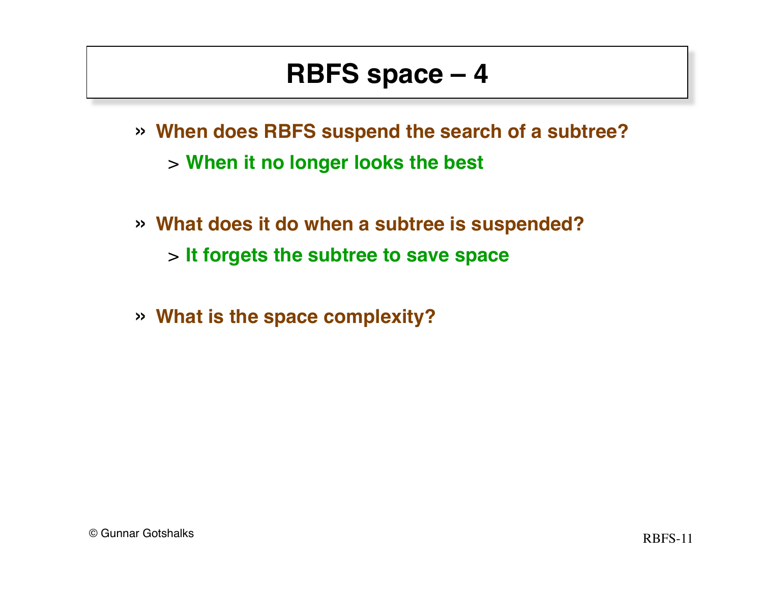# RBFS space – 4

- **When does RBFS suspend the search of a subtree?**
  - **When it no longer looks the best**

- **What does it do when a subtree is suspended?**
  - **It forgets the subtree to save space**

- **What is the space complexity?**

© Gunnar Gotshalks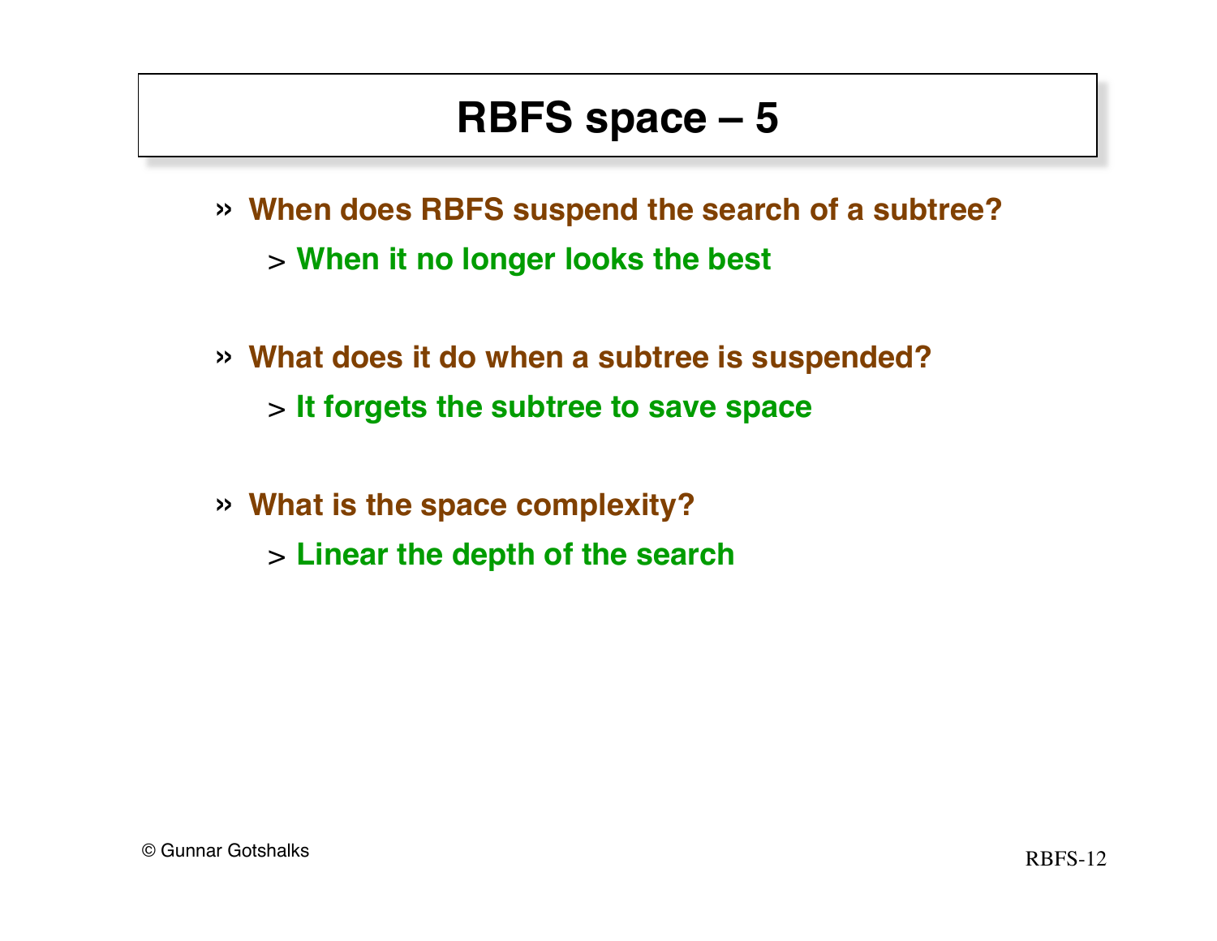# RBFS space – 5

- **When does RBFS suspend the search of a subtree?**
  - **When it no longer looks the best**

- **What does it do when a subtree is suspended?**
  - **It forgets the subtree to save space**

- **What is the space complexity?**
  - **Linear the depth of the search**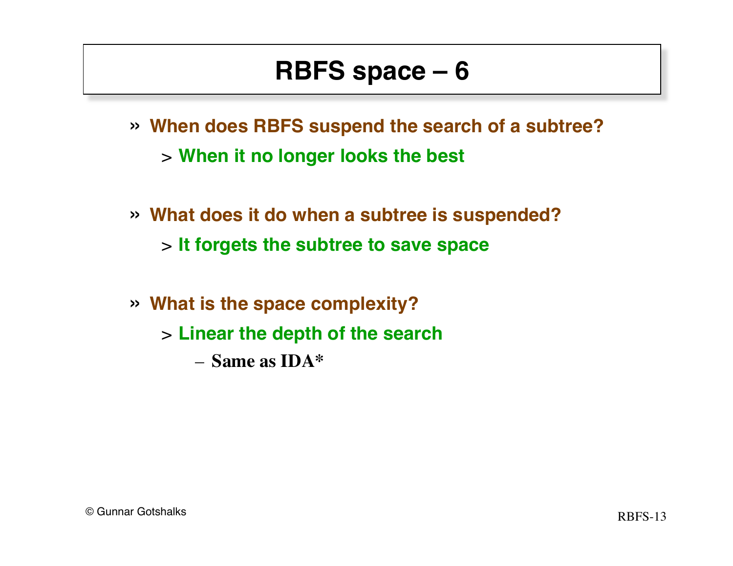# RBFS space – 6

- **When does RBFS suspend the search of a subtree?**
  - **When it no longer looks the best**

- **What does it do when a subtree is suspended?**
  - **It forgets the subtree to save space**

- **What is the space complexity?**
  - **Linear the depth of the search**
    - **Same as IDA***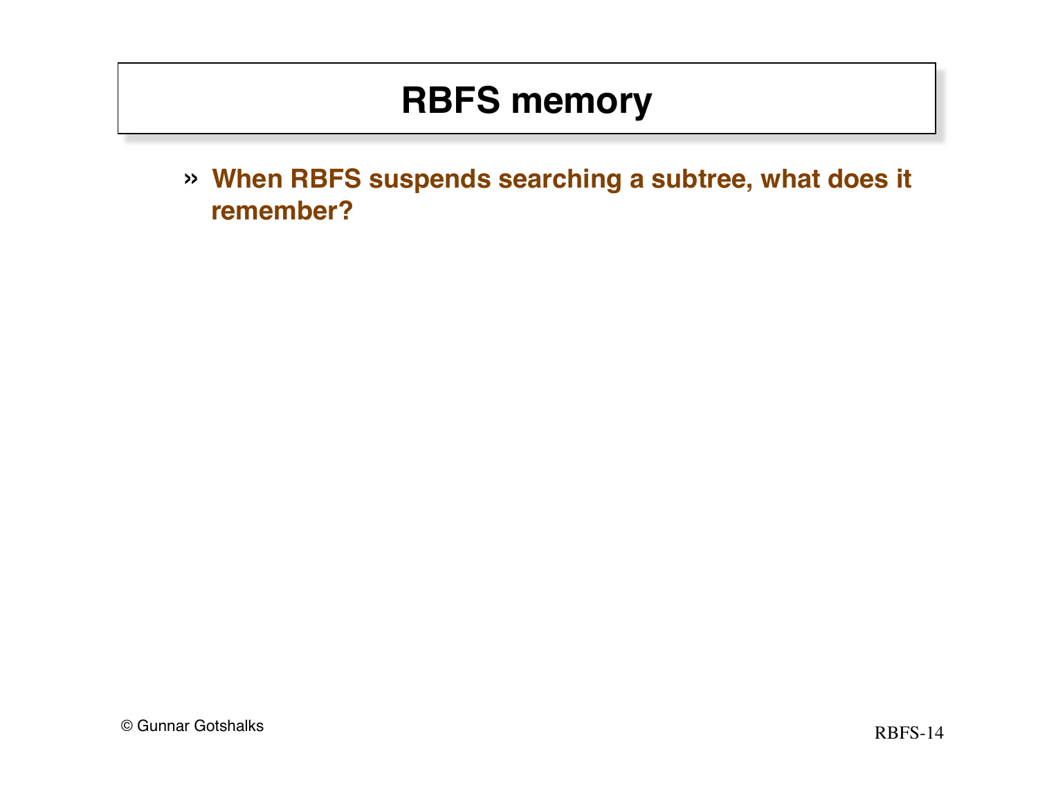# RBFS memory

- **When RBFS suspends searching a subtree, what does it remember?**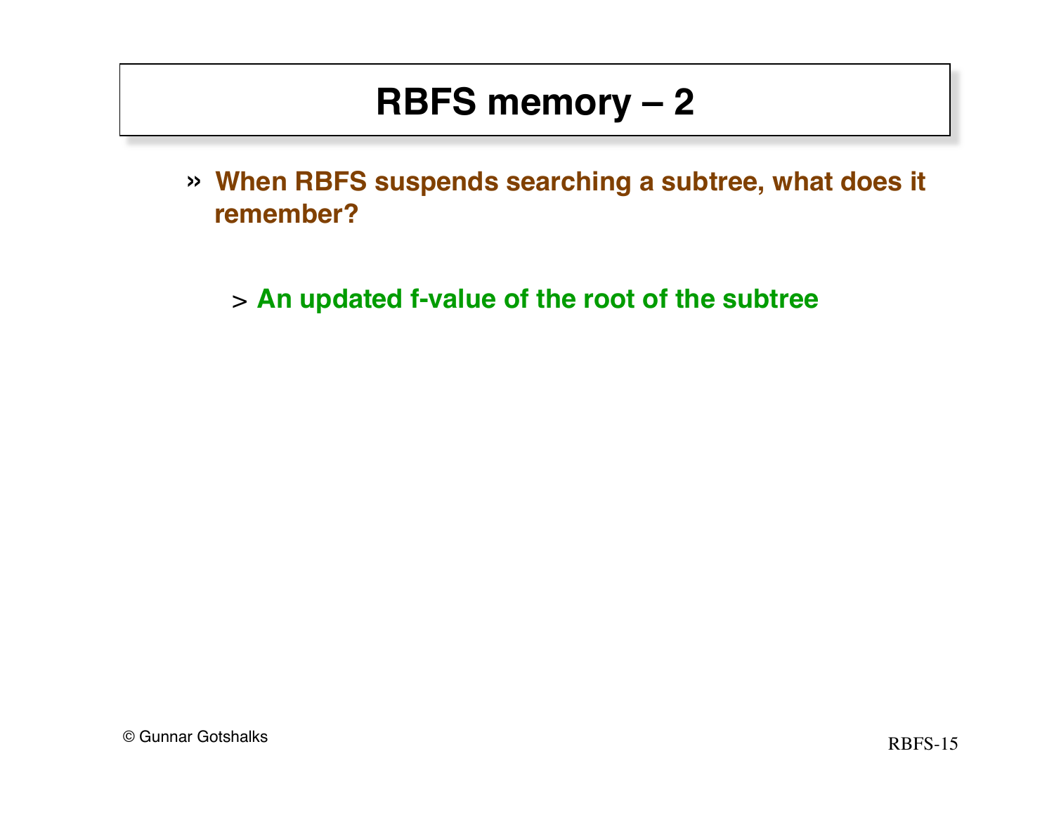# RBFS memory – 2

- **When RBFS suspends searching a subtree, what does it remember?**

  - **An updated f-value of the root of the subtree**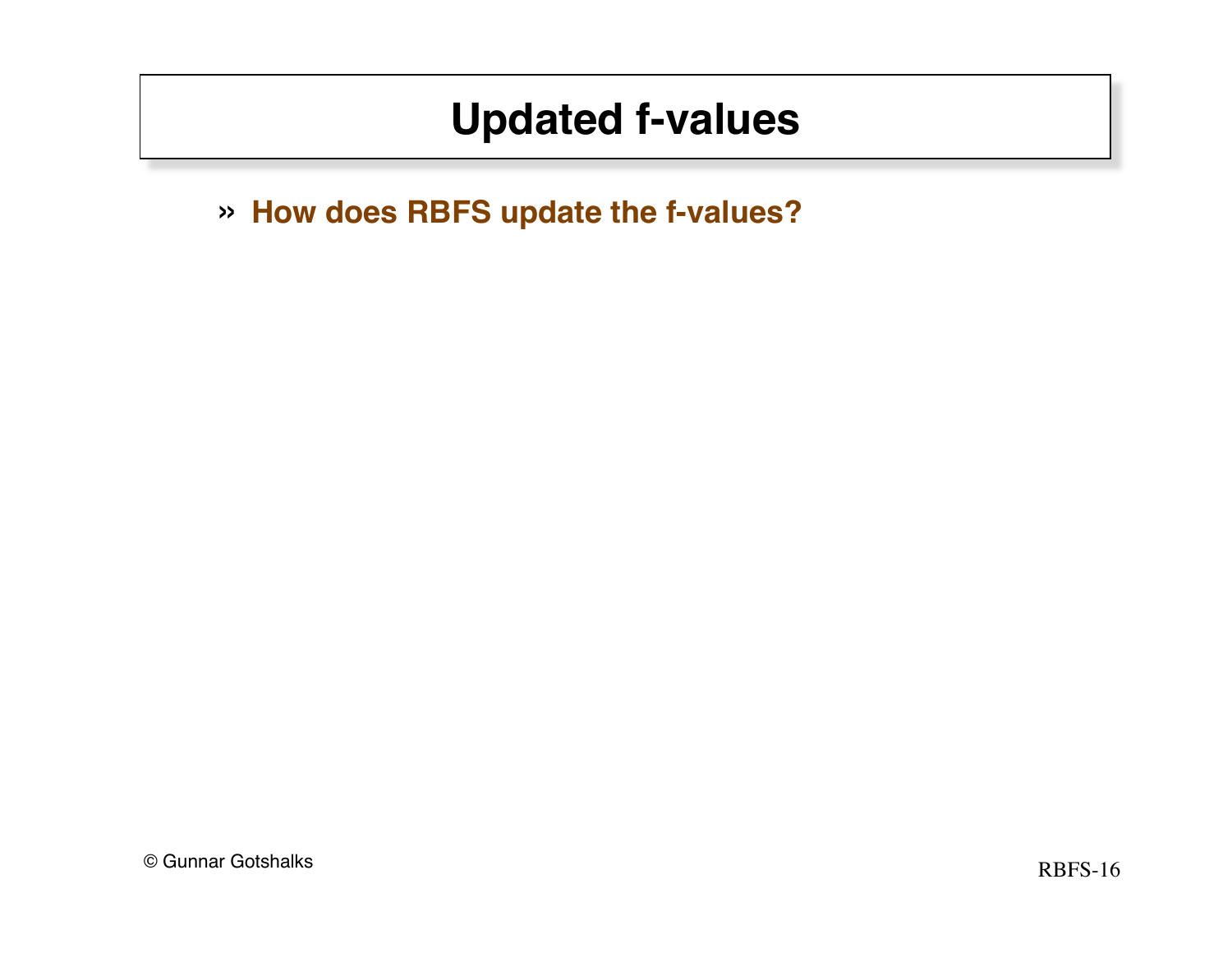# Updated f-values

- How does RBFS update the f-values?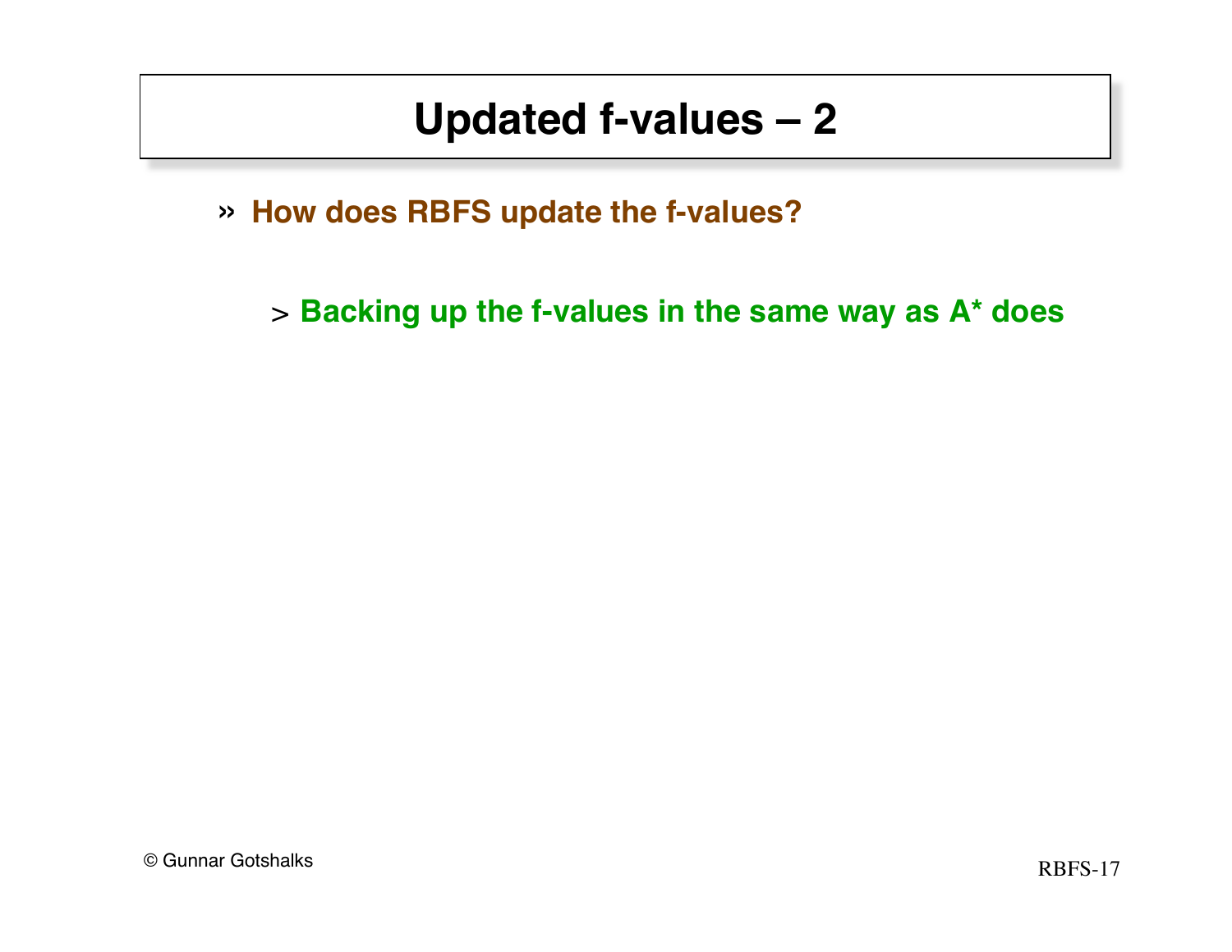# Updated f-values – 2

- **How does RBFS update the f-values?**
  - **Backing up the f-values in the same way as A* does**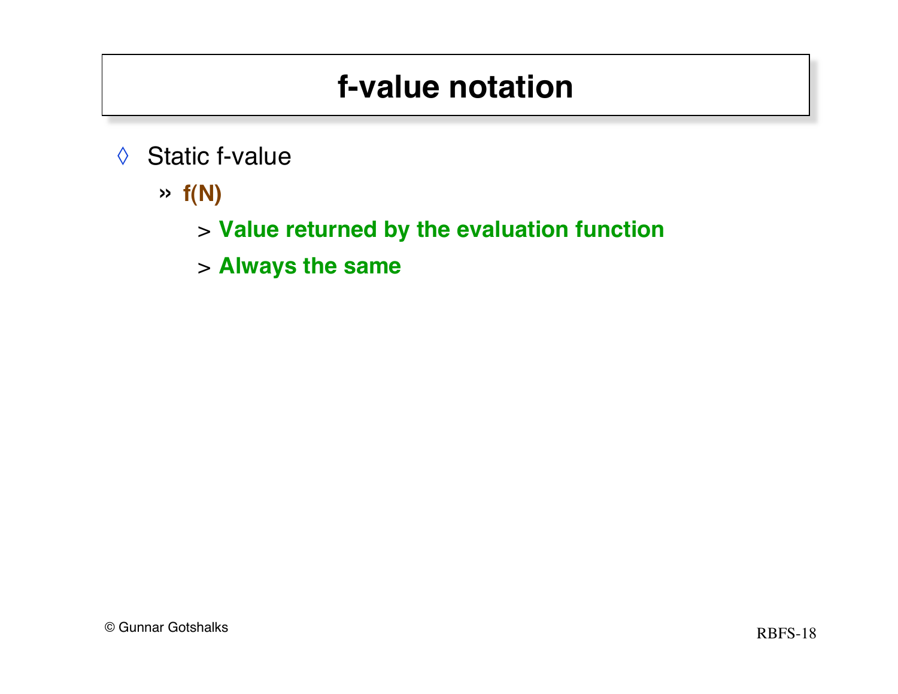# f-value notation

- Static f-value
  - **f(N)**
    - **Value returned by the evaluation function**
    - **Always the same**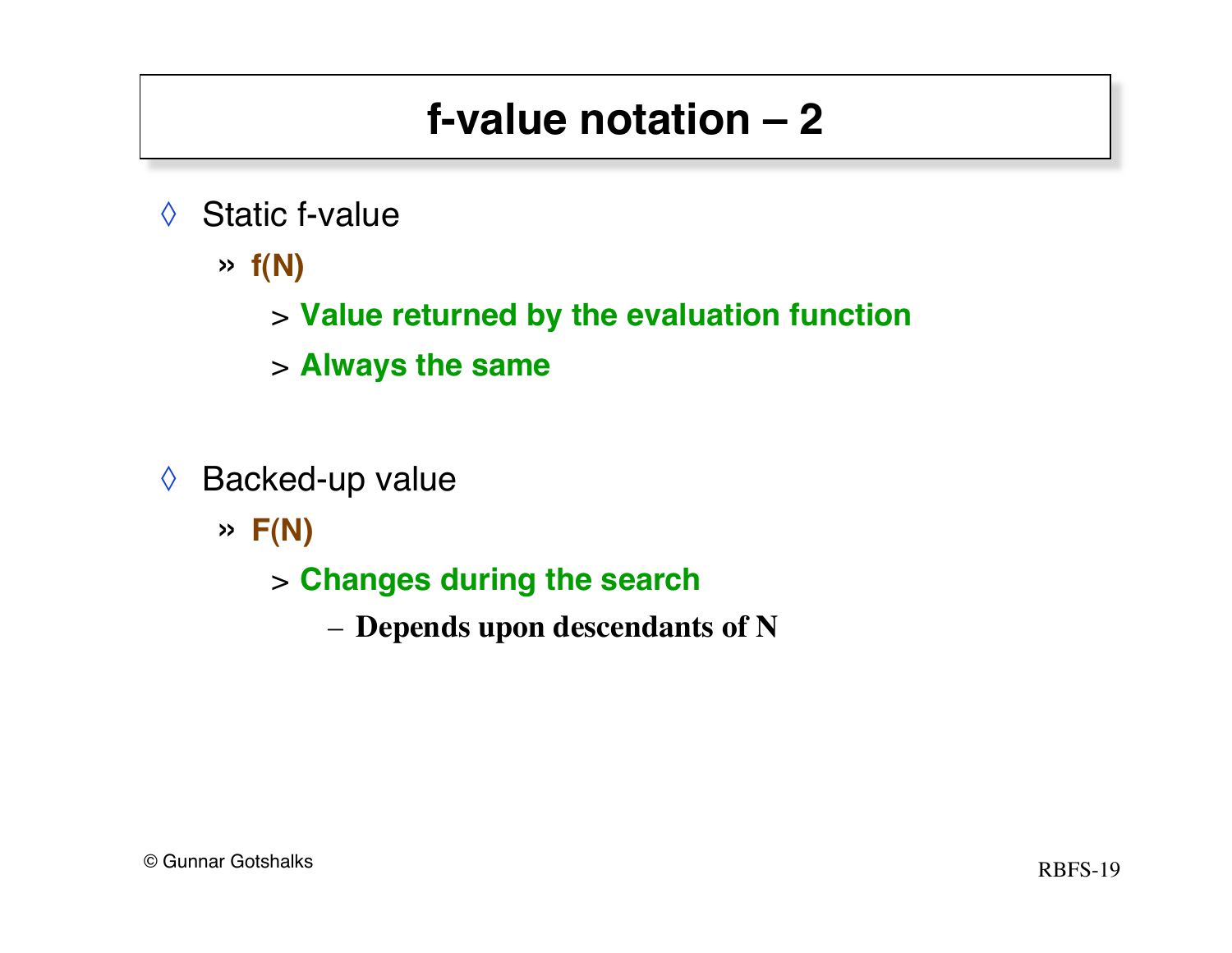# f-value notation – 2

- Static f-value
  - **f(N)**
    - **Value returned by the evaluation function**
    - **Always the same**

- Backed-up value
  - **F(N)**
    - **Changes during the search**
      - **Depends upon descendants of N**

© Gunnar Gotshalks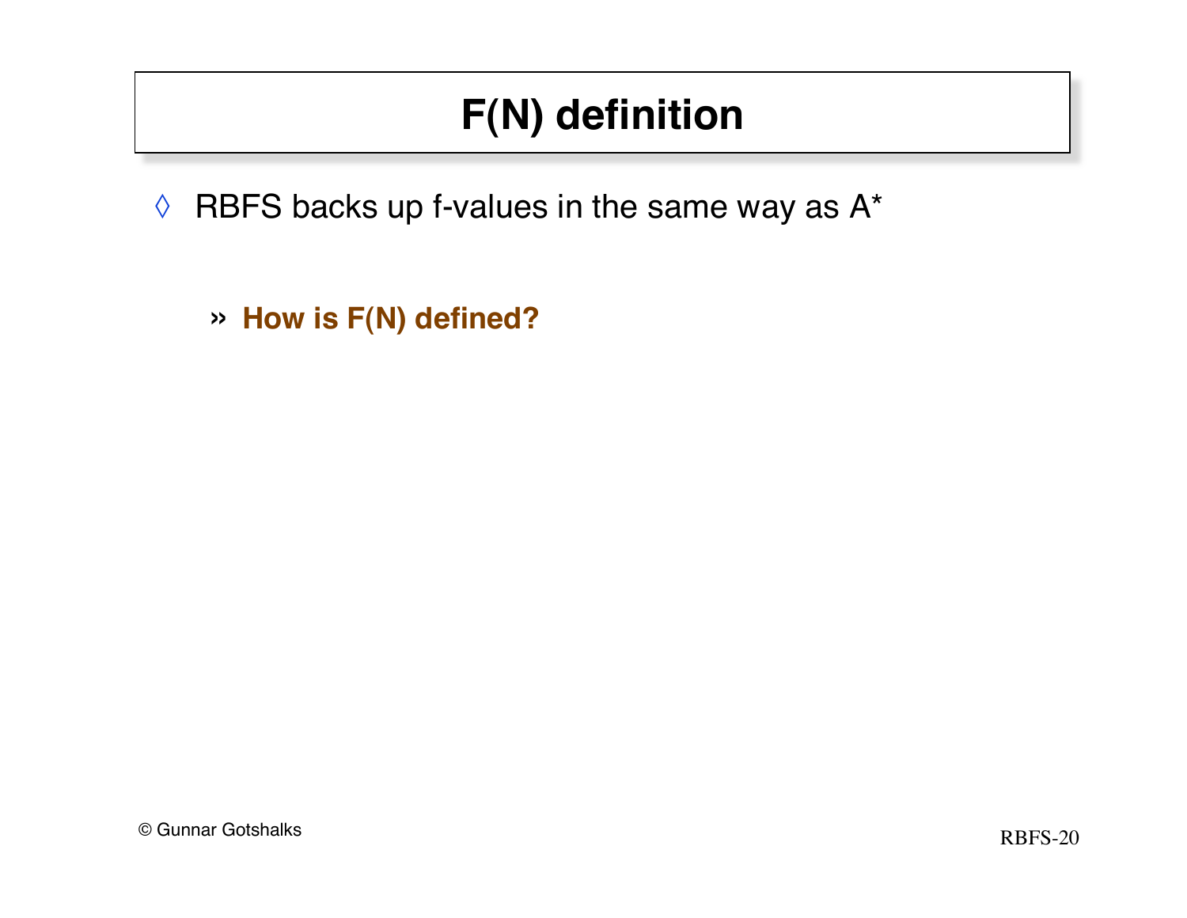# F(N) definition

- RBFS backs up f-values in the same way as A*
  - **How is F(N) defined?**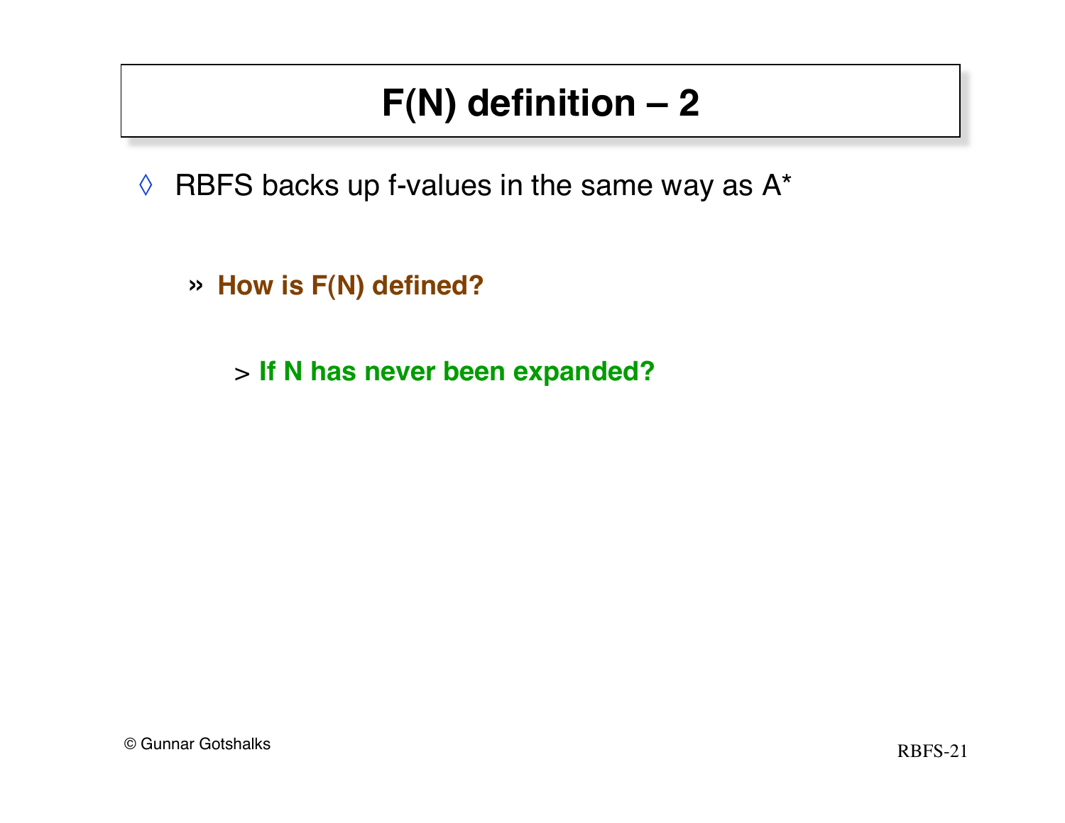# F(N) definition – 2

- RBFS backs up f-values in the same way as A*

  - **How is F(N) defined?**

    - **If N has never been expanded?**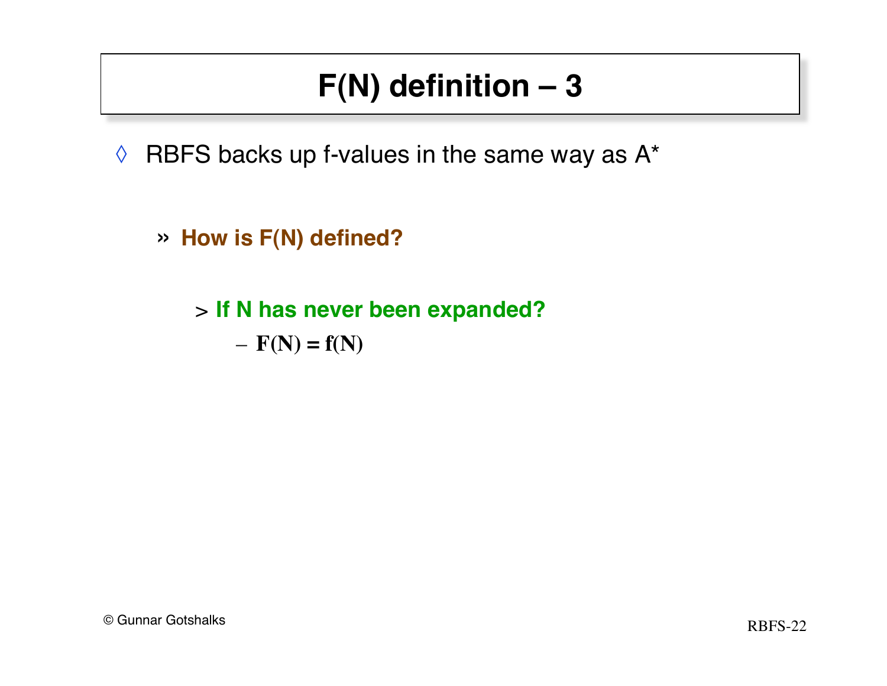# F(N) definition – 3

- RBFS backs up f-values in the same way as A*

  - **How is F(N) defined?**

    - **If N has never been expanded?**

      - **F(N) = f(N)**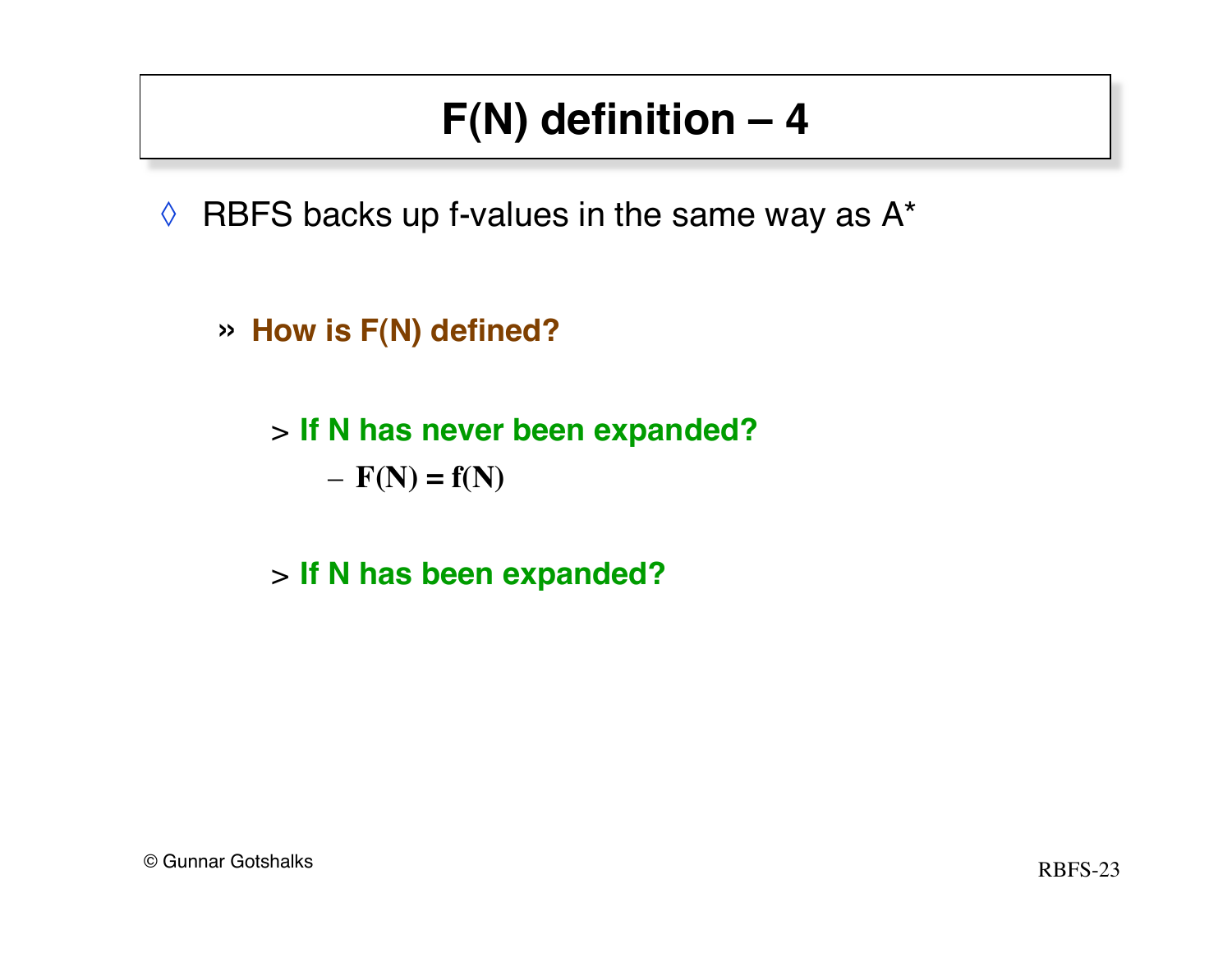# F(N) definition – 4

- RBFS backs up f-values in the same way as A*

  - **How is F(N) defined?**

    - **If N has never been expanded?**
      - **$F(N) = f(N)$**

    - **If N has been expanded?**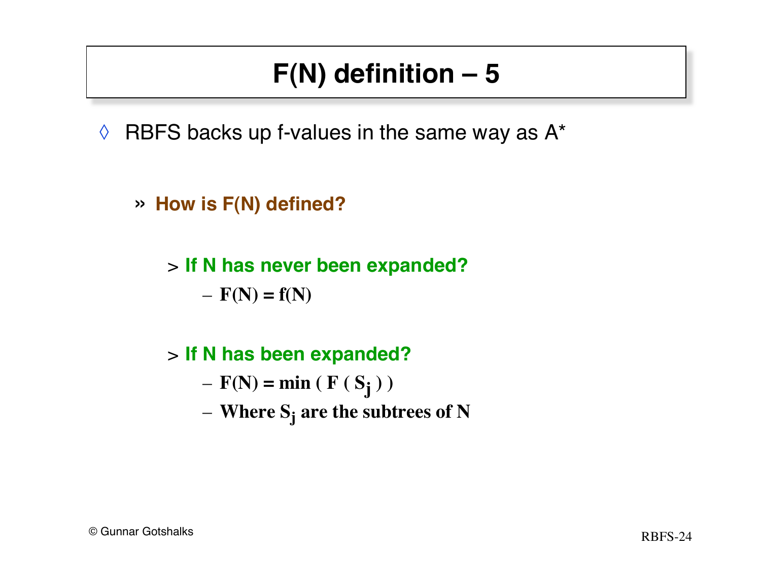# F(N) definition – 5

- RBFS backs up f-values in the same way as A*

  - **How is F(N) defined?**

    - **If N has never been expanded?**
      - **$F(N) = f(N)$**

    - **If N has been expanded?**
      - **$F(N) = \min ( F ( S_j ) )$**
      - **Where $S_j$ are the subtrees of N**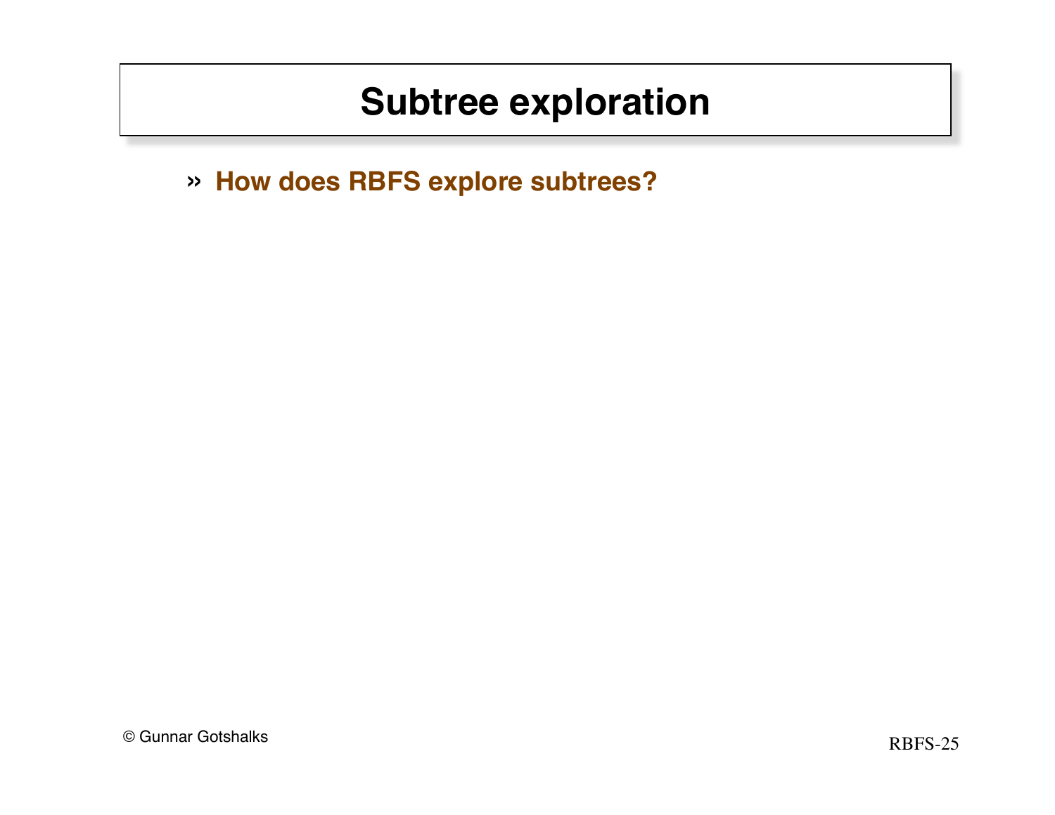# Subtree exploration

- **How does RBFS explore subtrees?**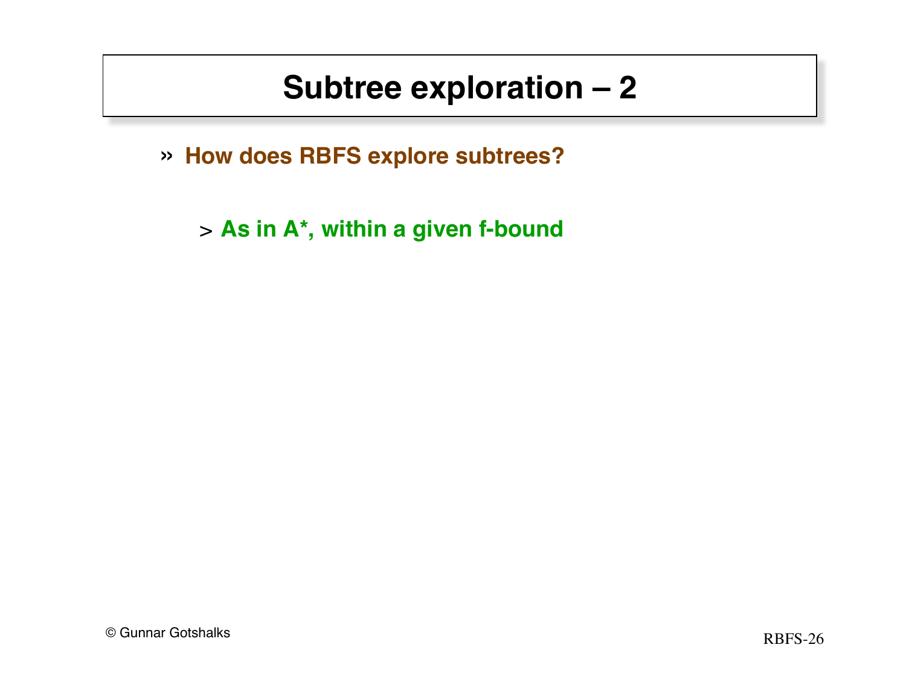# Subtree exploration – 2

- **How does RBFS explore subtrees?**
  - **As in A*, within a given f-bound**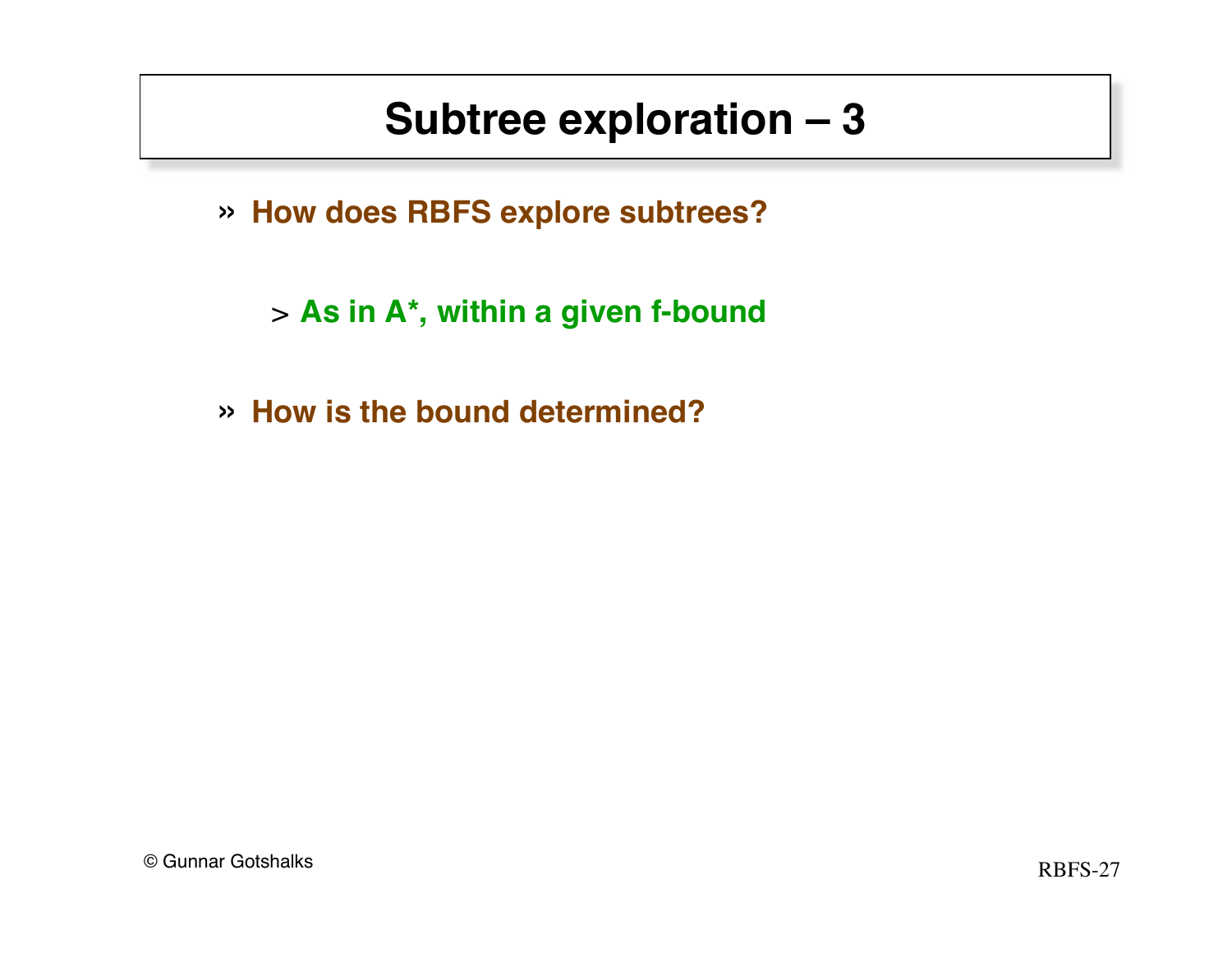# Subtree exploration – 3

- **How does RBFS explore subtrees?**
  - **As in A*, within a given f-bound**
- **How is the bound determined?**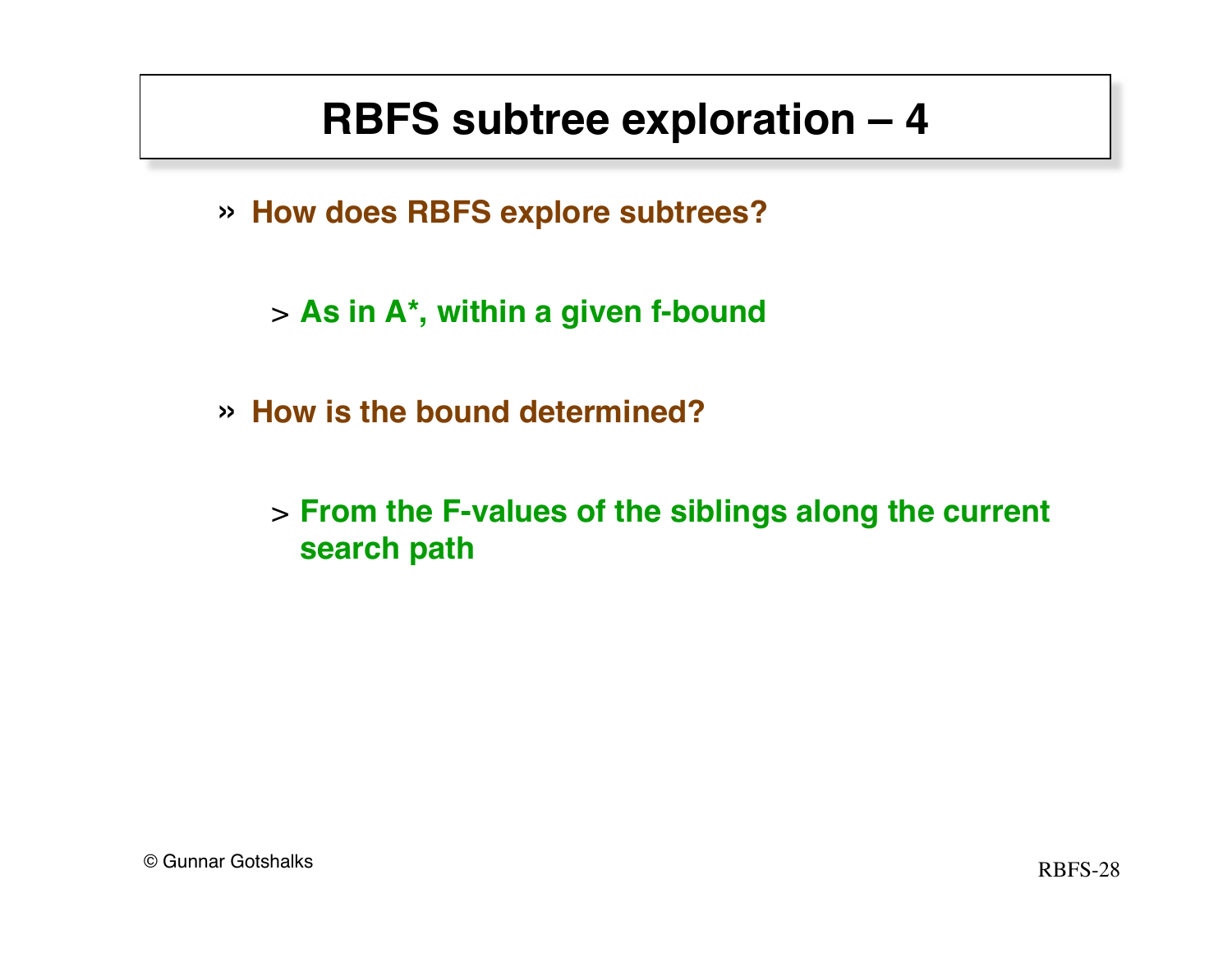# RBFS subtree exploration – 4

- **How does RBFS explore subtrees?**
  - **As in A*, within a given f-bound**

- **How is the bound determined?**
  - **From the F-values of the siblings along the current search path**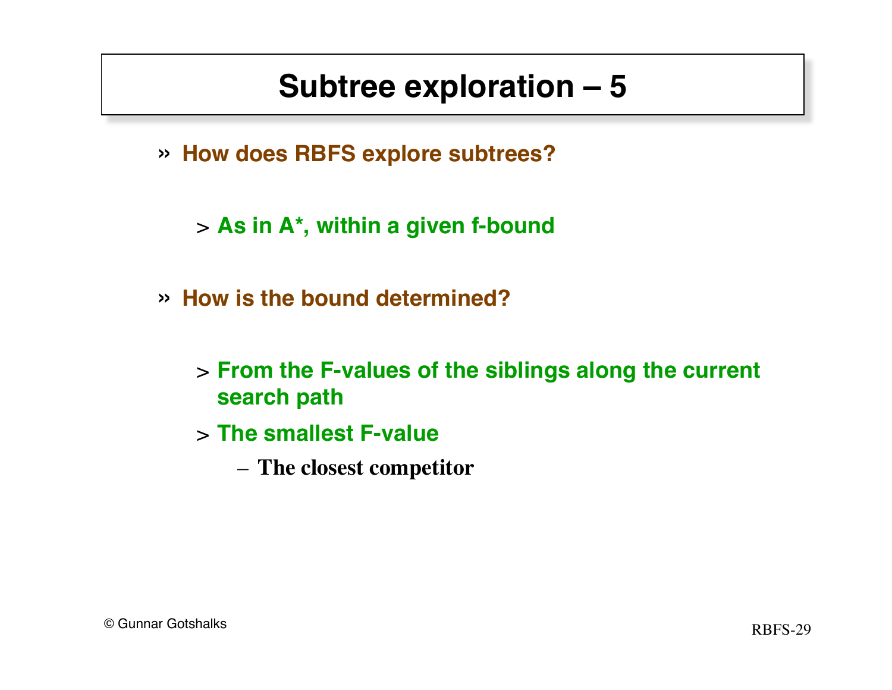# Subtree exploration – 5

- **How does RBFS explore subtrees?**
  - **As in A*, within a given f-bound**
- **How is the bound determined?**
  - **From the F-values of the siblings along the current search path**
  - **The smallest F-value**
    - **The closest competitor**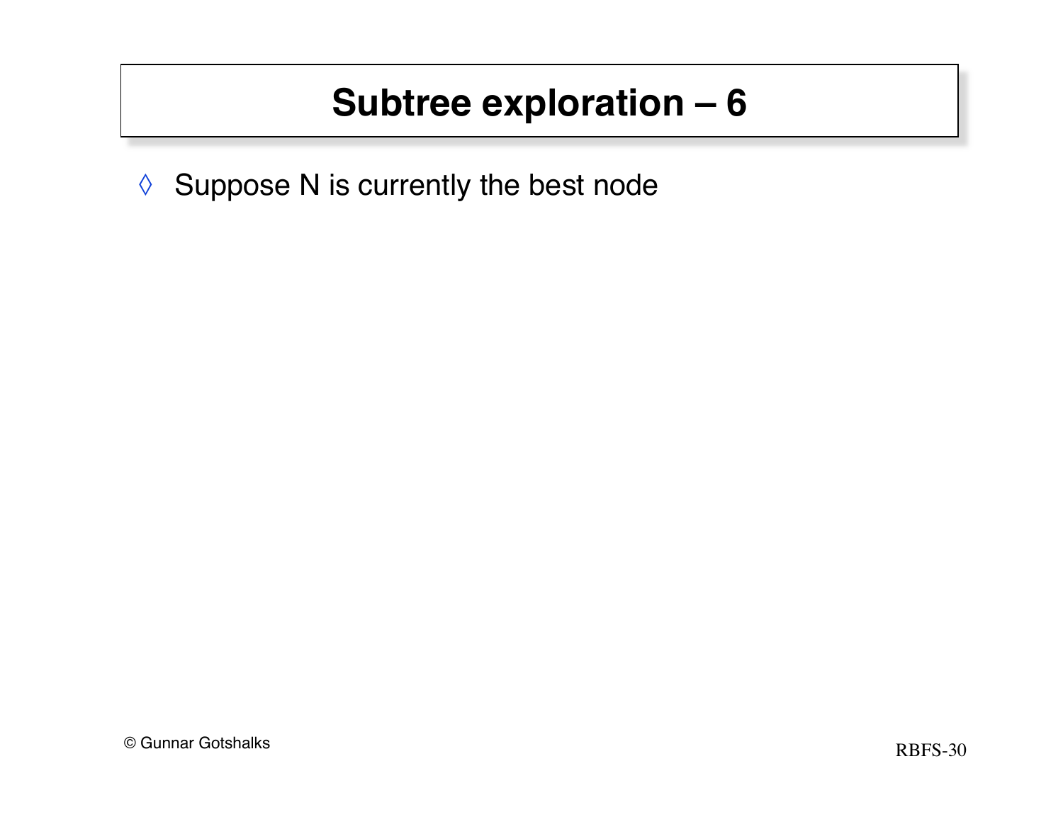# Subtree exploration – 6

- Suppose N is currently the best node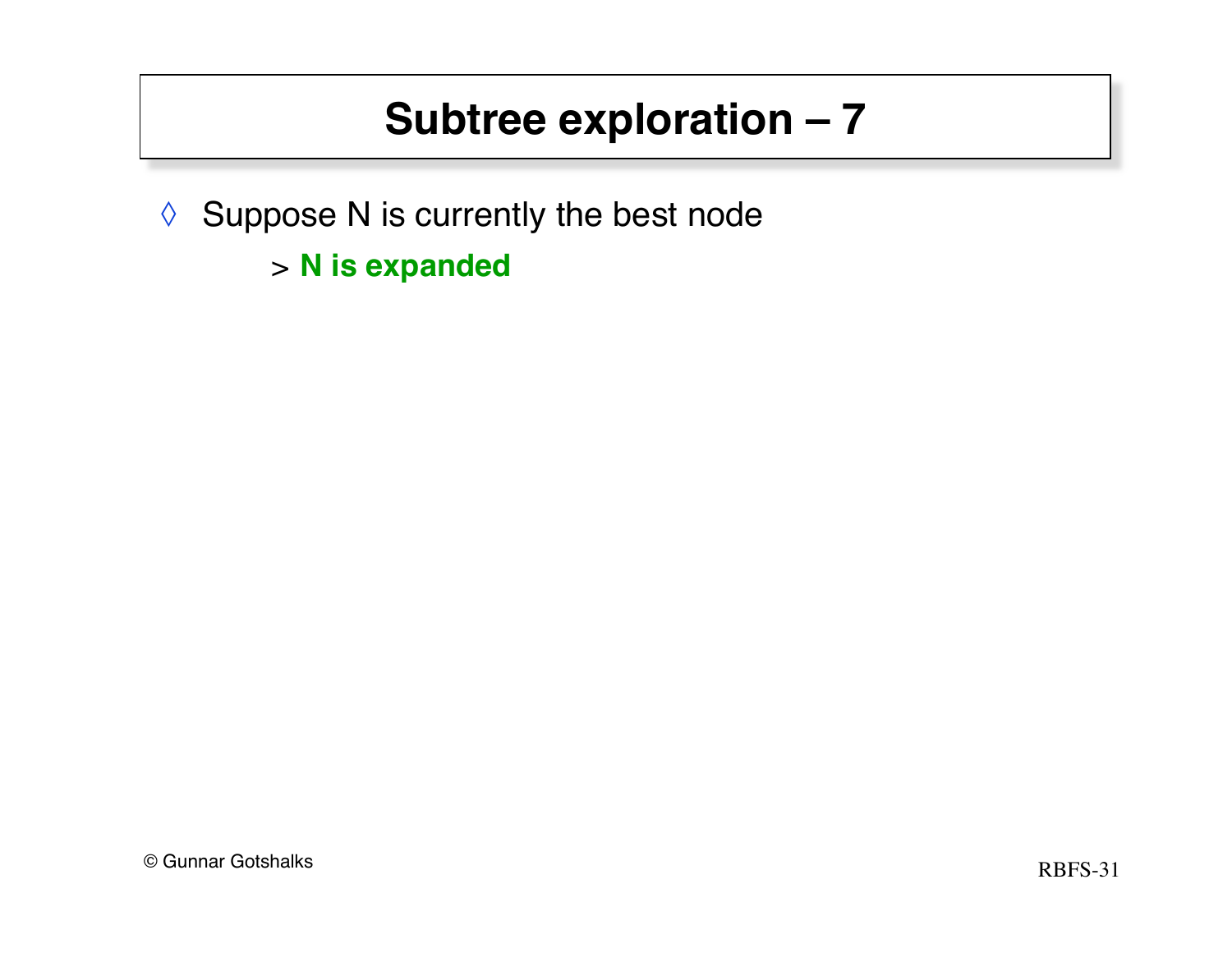# Subtree exploration – 7

- Suppose N is currently the best node
  - **N is expanded**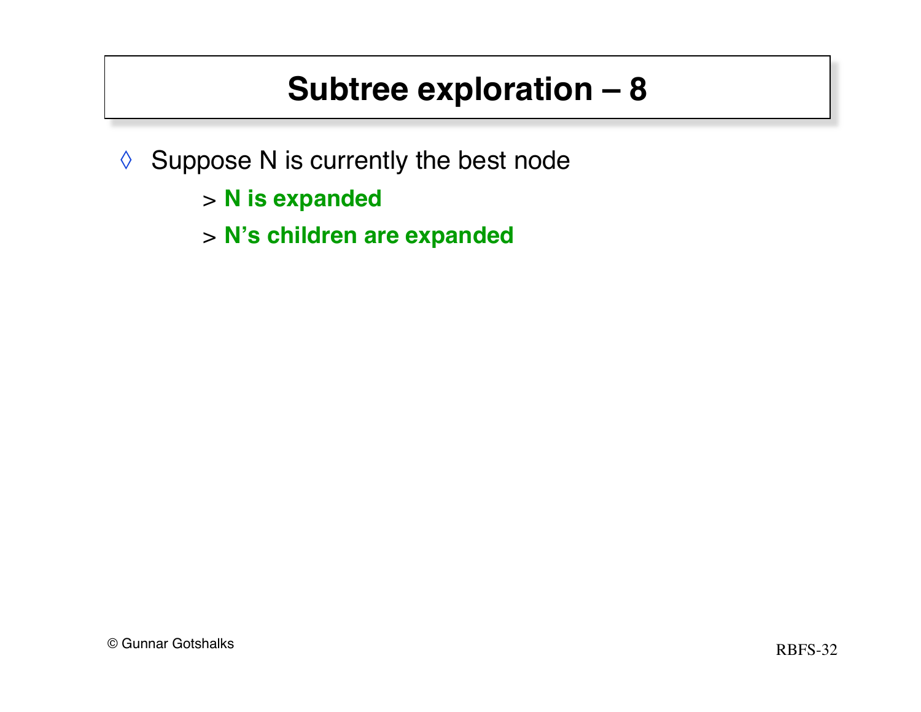# Subtree exploration – 8

- Suppose N is currently the best node
  - **N is expanded**
  - **N's children are expanded**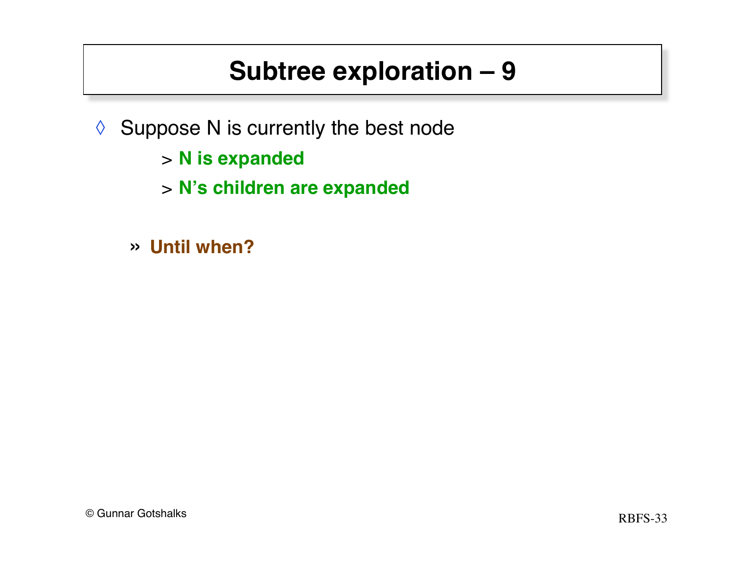# Subtree exploration – 9

- Suppose N is currently the best node
  - > **N is expanded**
  - > **N's children are expanded**

  » **Until when?**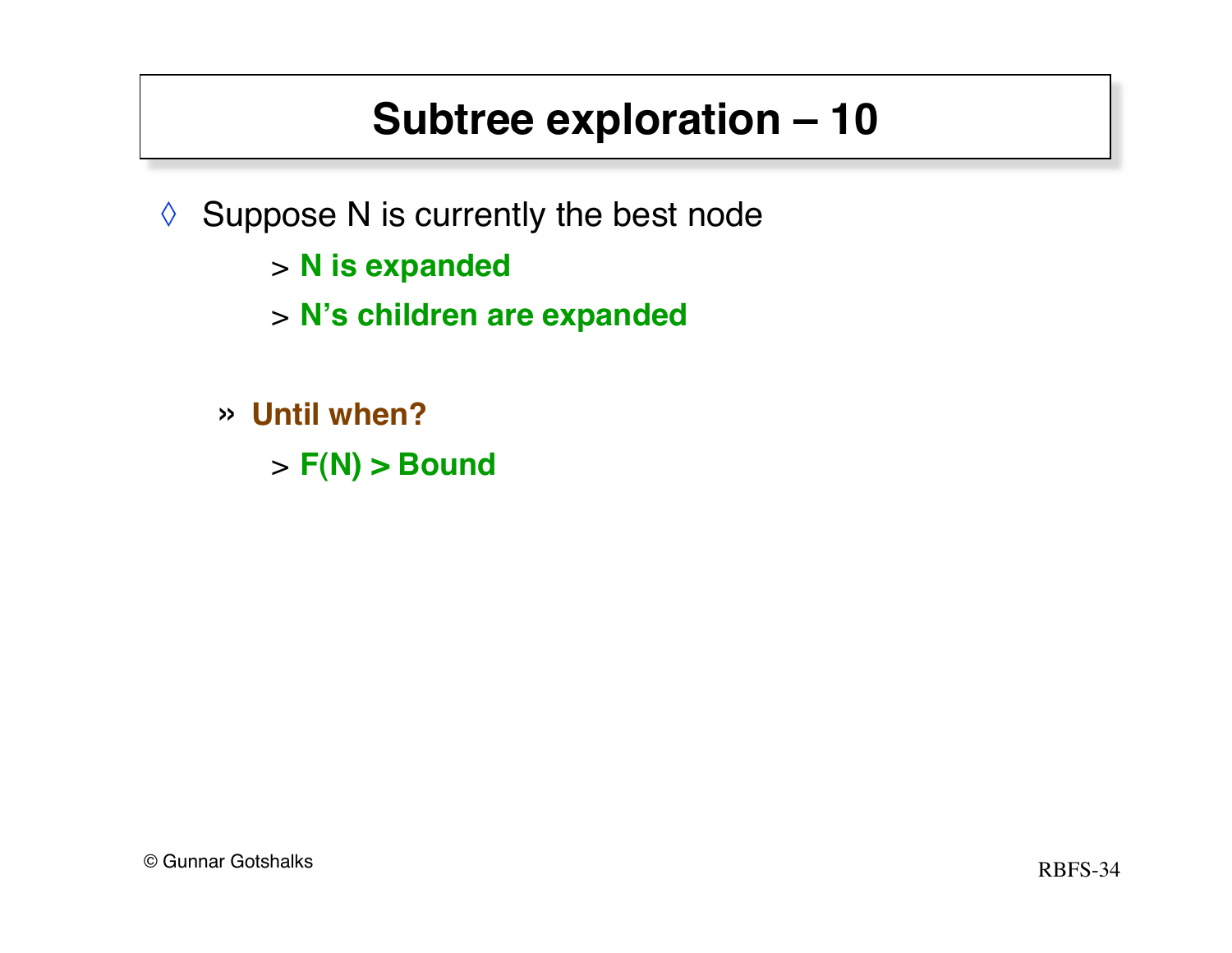# Subtree exploration – 10

- Suppose N is currently the best node
  - **N is expanded**
  - **N's children are expanded**

  - **Until when?**
    - **F(N) > Bound**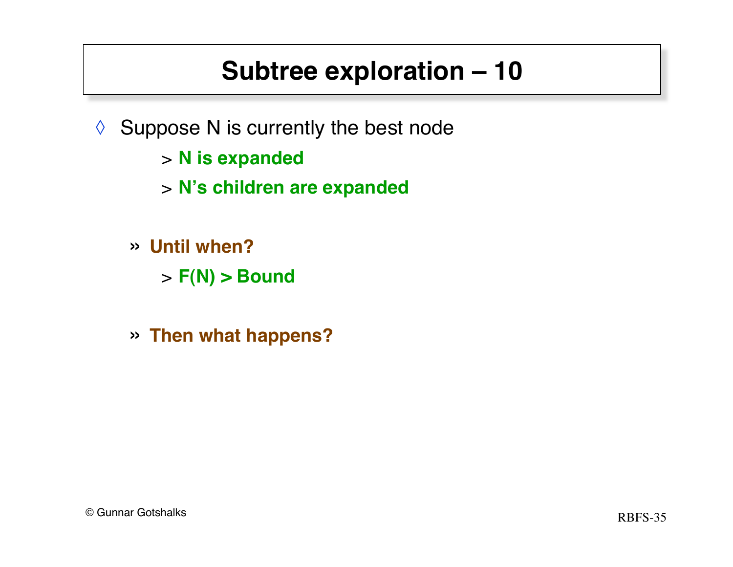# Subtree exploration – 10

- ◊ Suppose N is currently the best node
  - > **N is expanded**
  - > **N's children are expanded**
  - » **Until when?**
    - > **F(N) > Bound**
  - » **Then what happens?**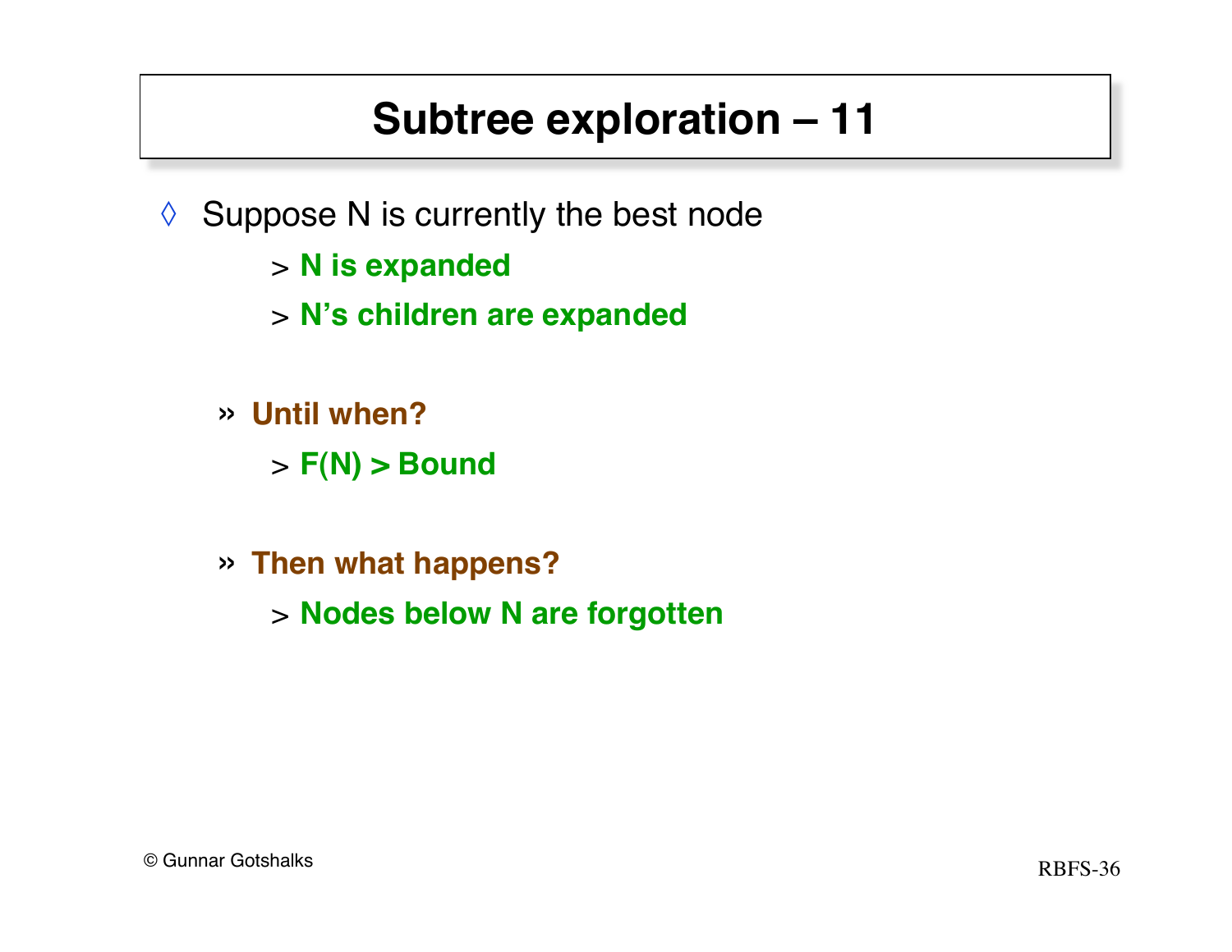# Subtree exploration – 11

- Suppose N is currently the best node
  - **N is expanded**
  - **N's children are expanded**

  - **Until when?**
    - **F(N) > Bound**

  - **Then what happens?**
    - **Nodes below N are forgotten**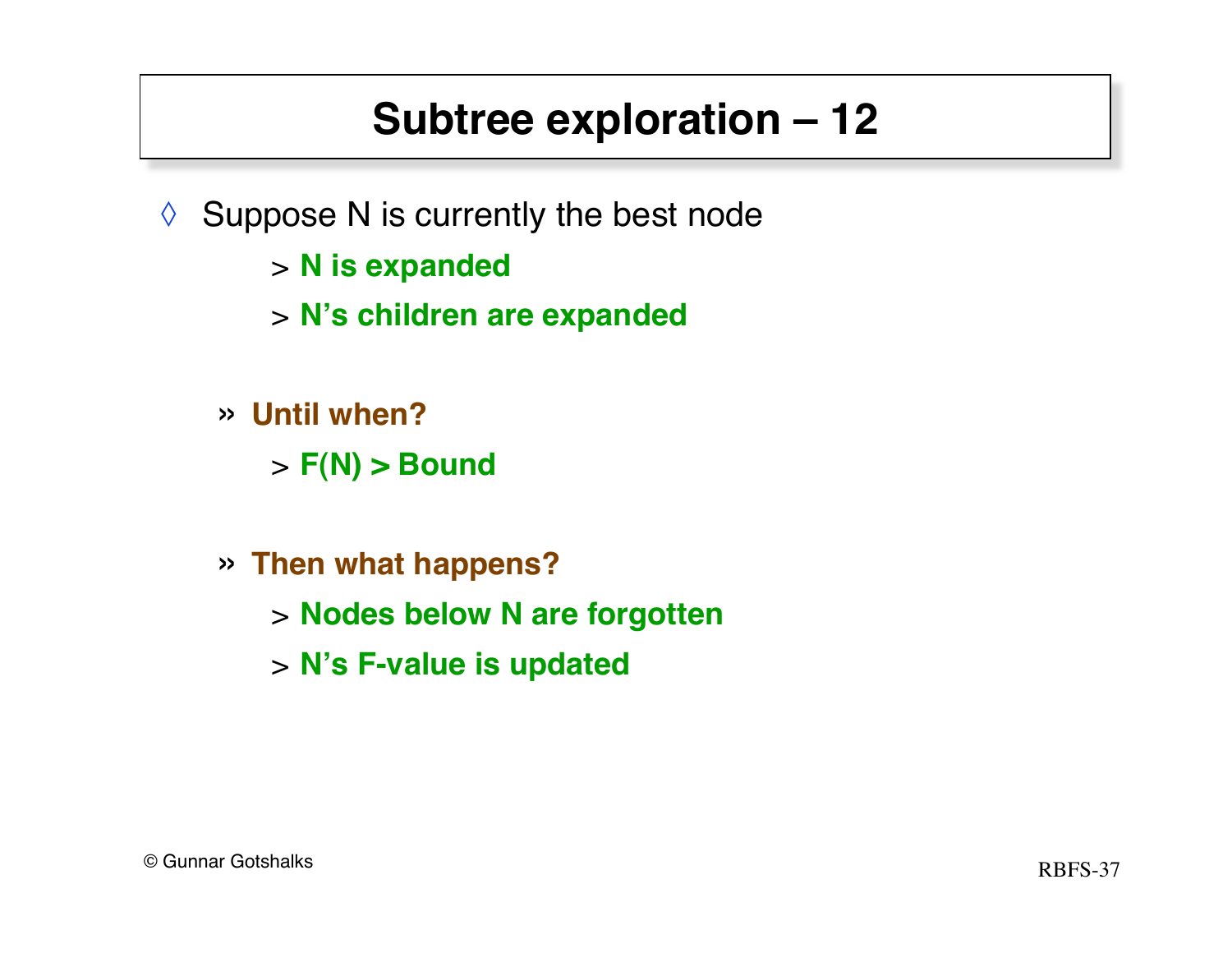# Subtree exploration – 12

- Suppose N is currently the best node
  - **N is expanded**
  - **N's children are expanded**

  - **Until when?**
    - **F(N) > Bound**

  - **Then what happens?**
    - **Nodes below N are forgotten**
    - **N's F-value is updated**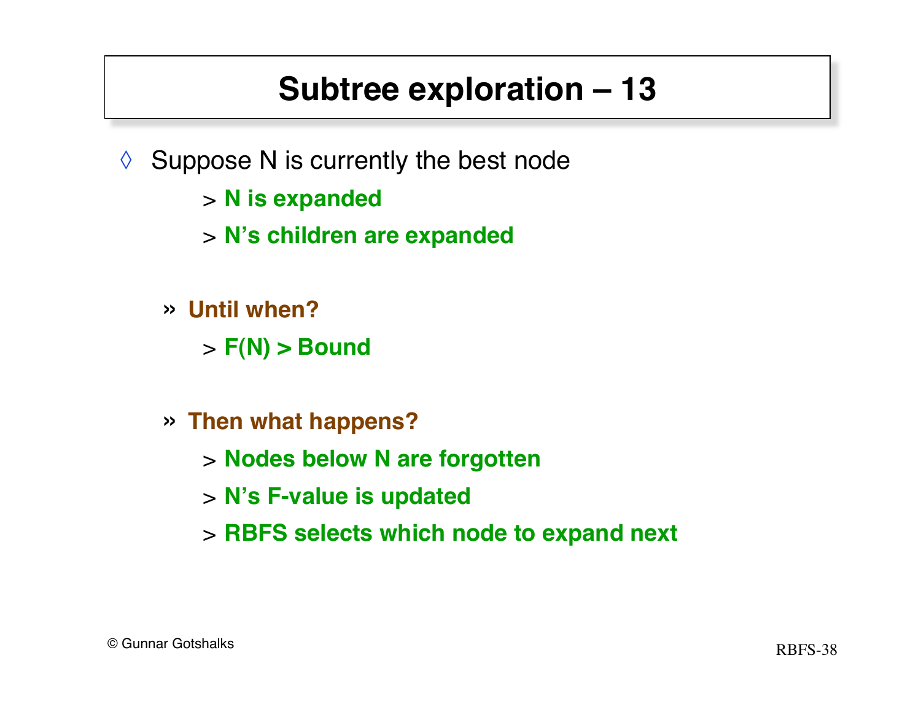# Subtree exploration – 13

- Suppose N is currently the best node
  - **N is expanded**
  - **N's children are expanded**

  - **Until when?**
    - **F(N) > Bound**

  - **Then what happens?**
    - **Nodes below N are forgotten**
    - **N's F-value is updated**
    - **RBFS selects which node to expand next**

© Gunnar Gotshalks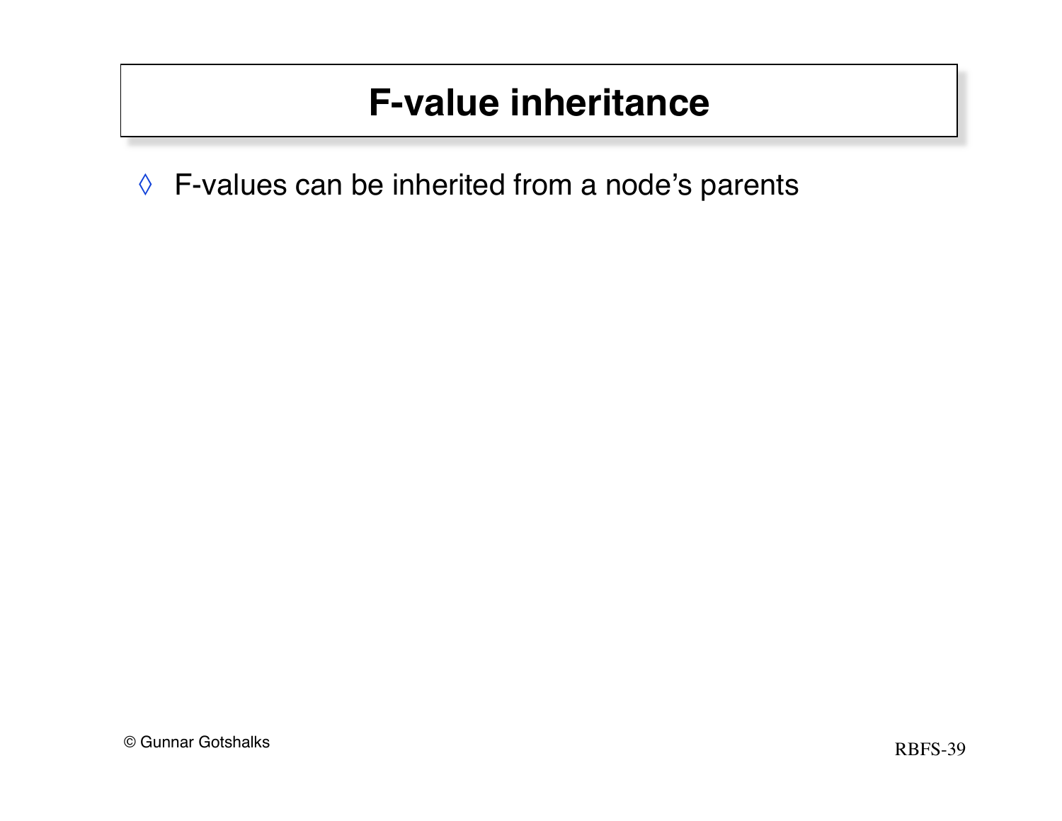# F-value inheritance

- F-values can be inherited from a node's parents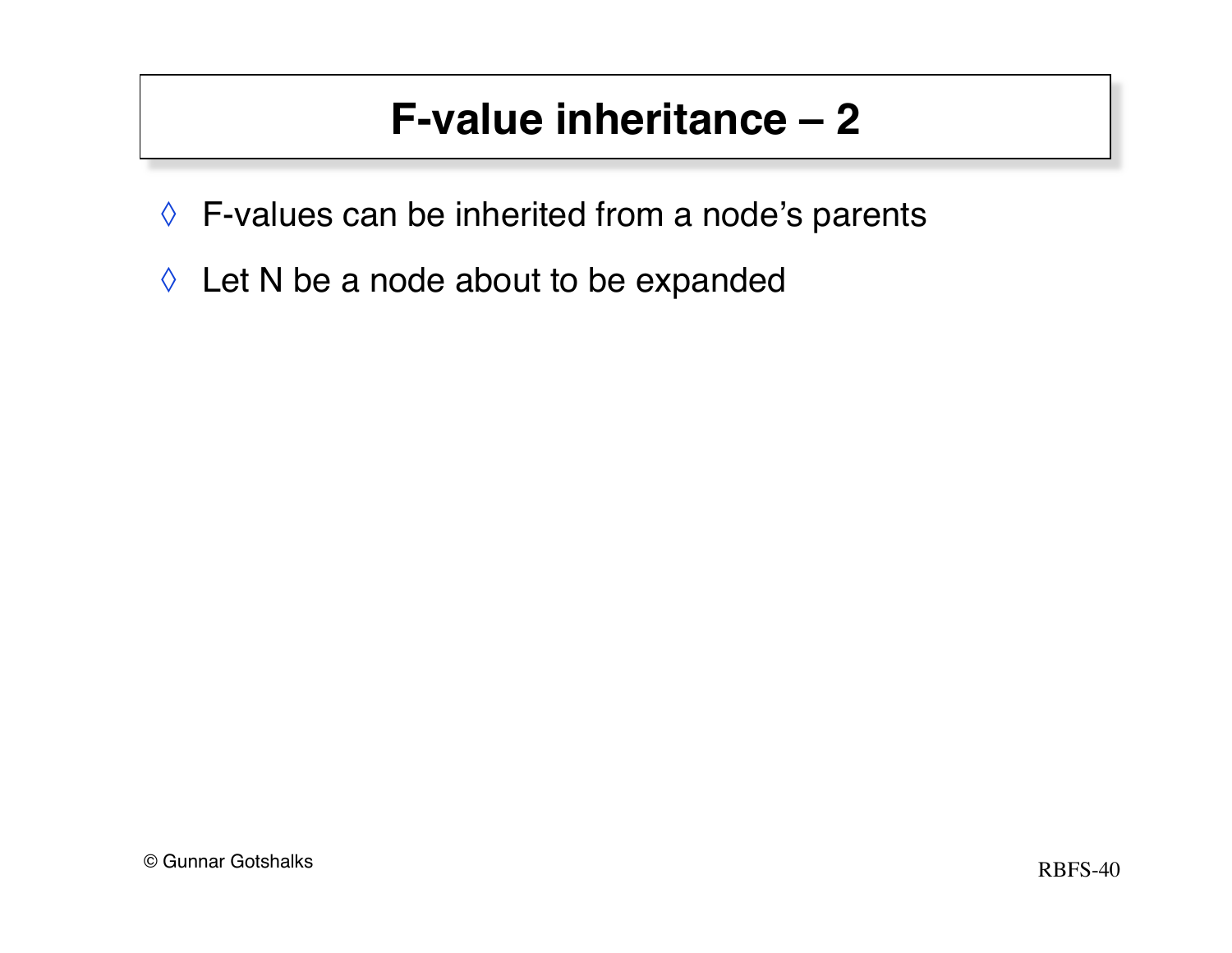# F-value inheritance – 2

- F-values can be inherited from a node's parents
- Let N be a node about to be expanded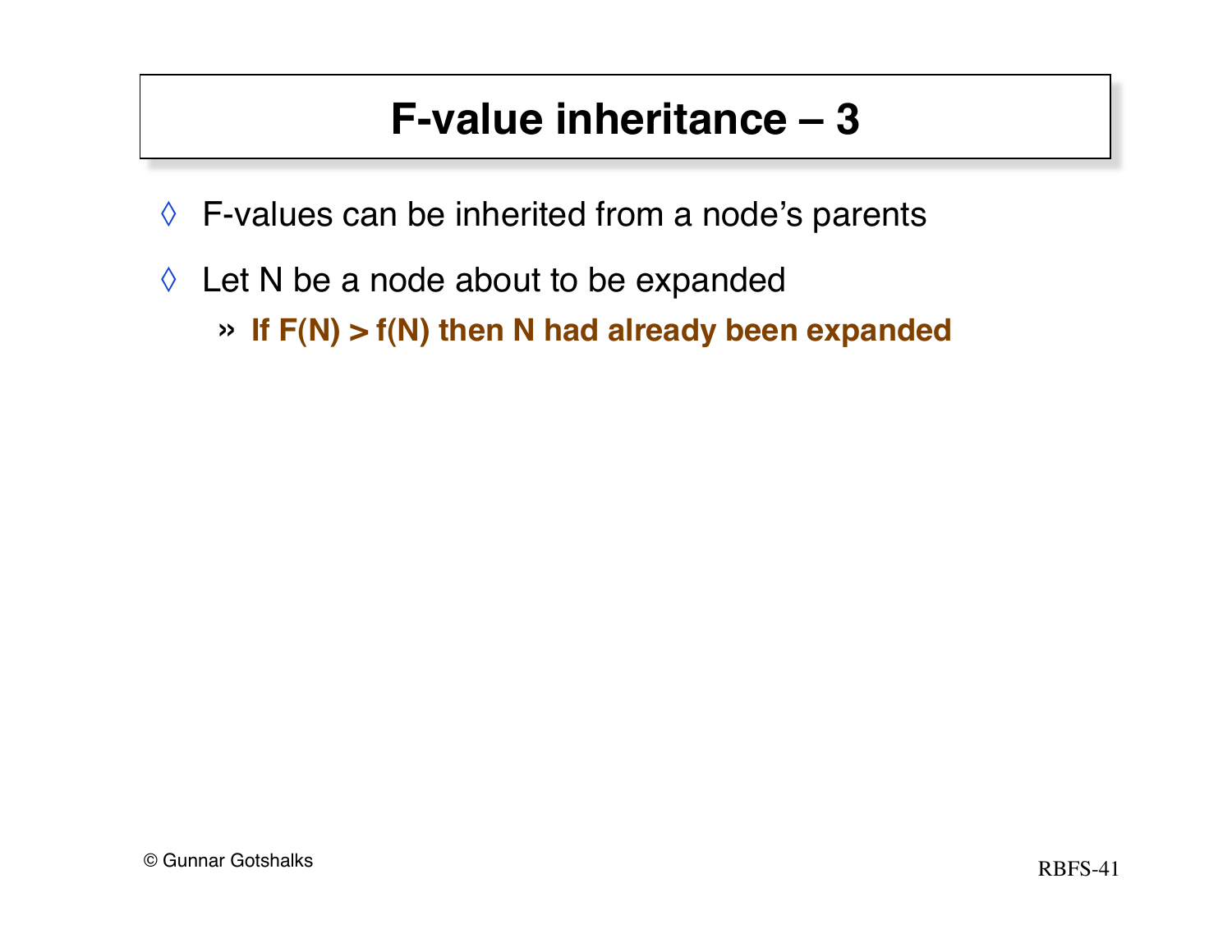# F-value inheritance – 3

- F-values can be inherited from a node's parents
- Let N be a node about to be expanded
  - **If F(N) > f(N) then N had already been expanded**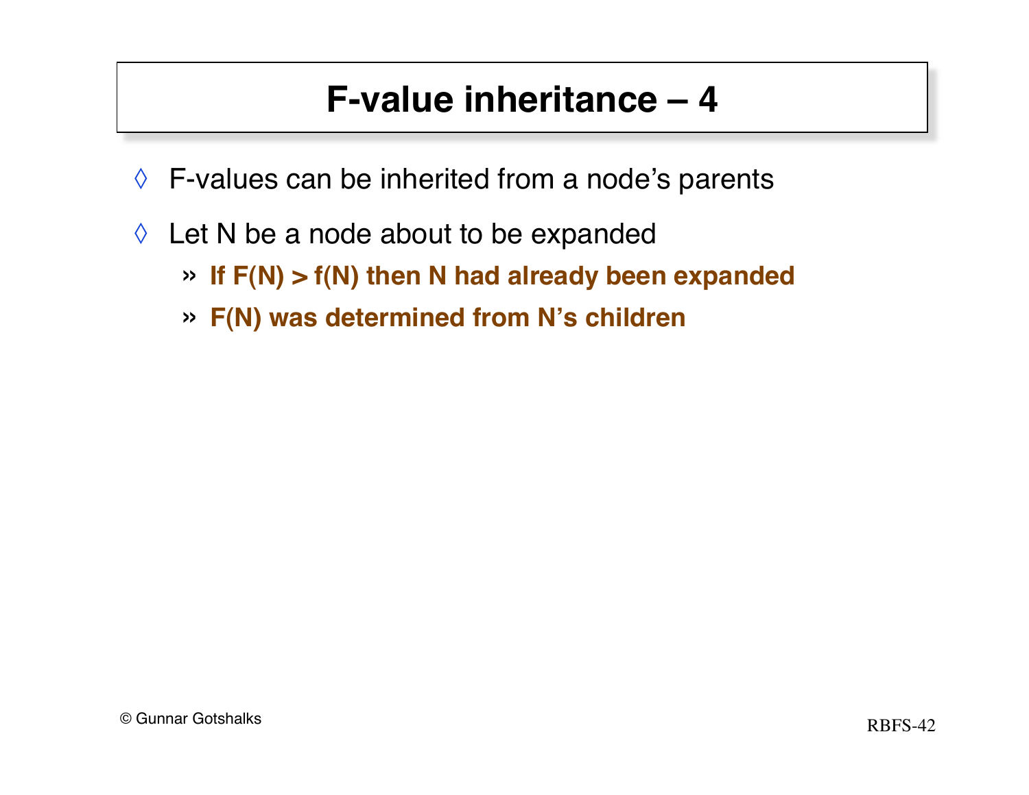# F-value inheritance – 4

- F-values can be inherited from a node's parents
- Let N be a node about to be expanded
  - **If F(N) > f(N) then N had already been expanded**
  - **F(N) was determined from N's children**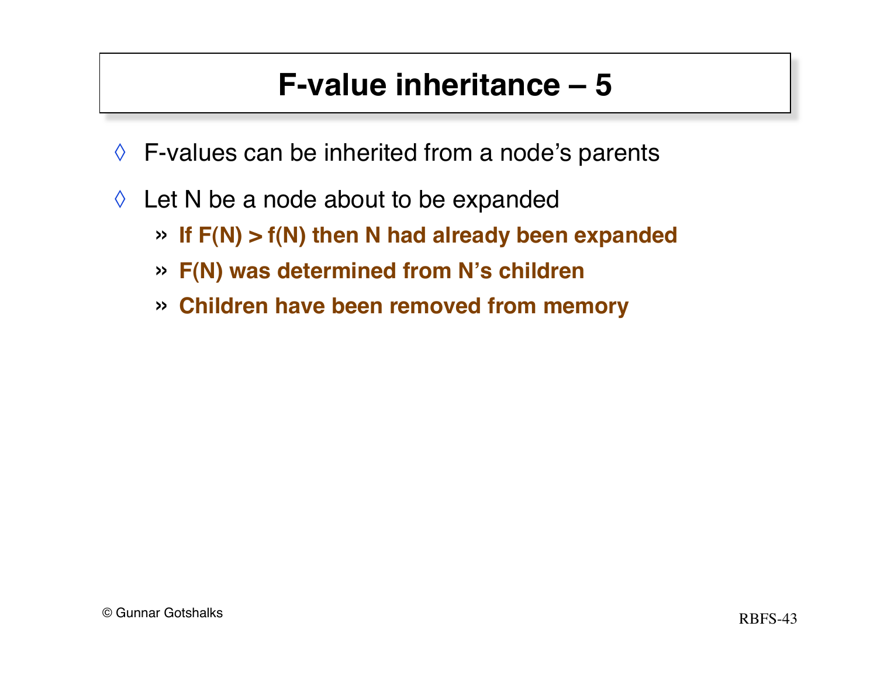# F-value inheritance – 5

- F-values can be inherited from a node's parents
- Let N be a node about to be expanded
  - **If F(N) > f(N) then N had already been expanded**
  - **F(N) was determined from N's children**
  - **Children have been removed from memory**

© Gunnar Gotshalks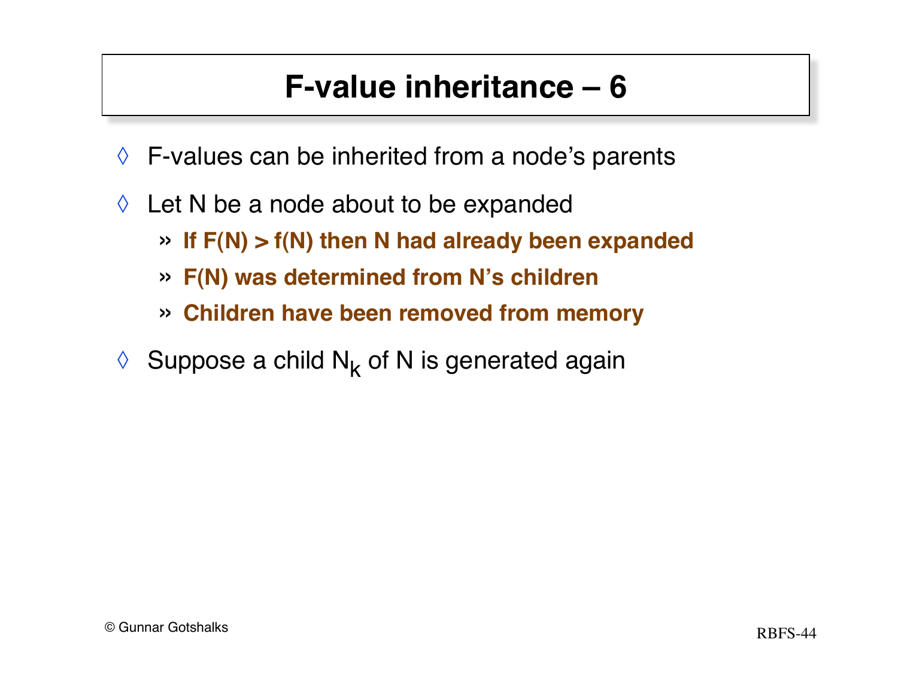# F-value inheritance – 6

- F-values can be inherited from a node's parents
- Let N be a node about to be expanded
  - **If F(N) > f(N) then N had already been expanded**
  - **F(N) was determined from N's children**
  - **Children have been removed from memory**
- Suppose a child $N_k$ of N is generated again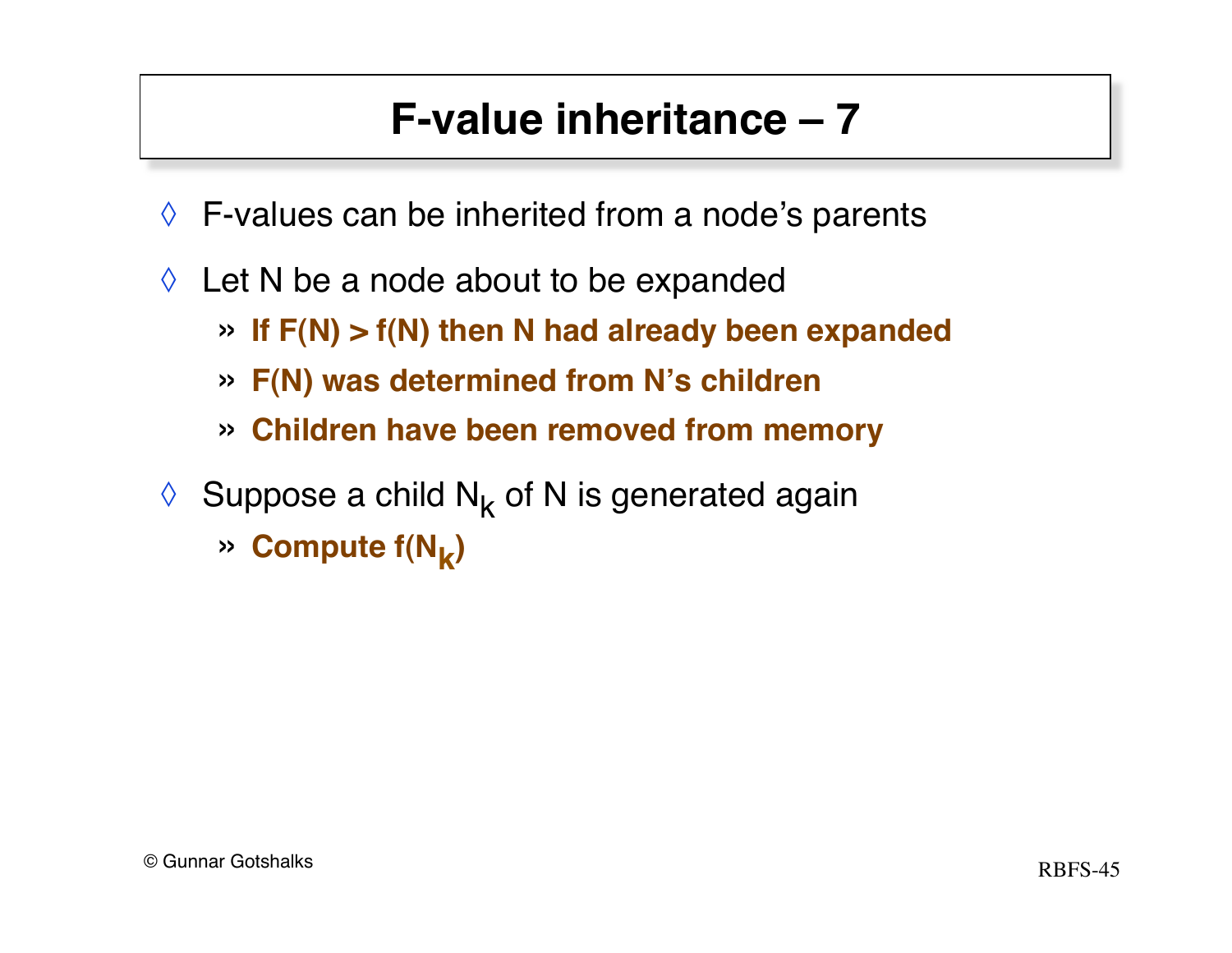# F-value inheritance – 7

- F-values can be inherited from a node's parents
- Let N be a node about to be expanded
  - **If F(N) > f(N) then N had already been expanded**
  - **F(N) was determined from N's children**
  - **Children have been removed from memory**
- Suppose a child $N_k$ of N is generated again
  - **Compute $f(N_k)$**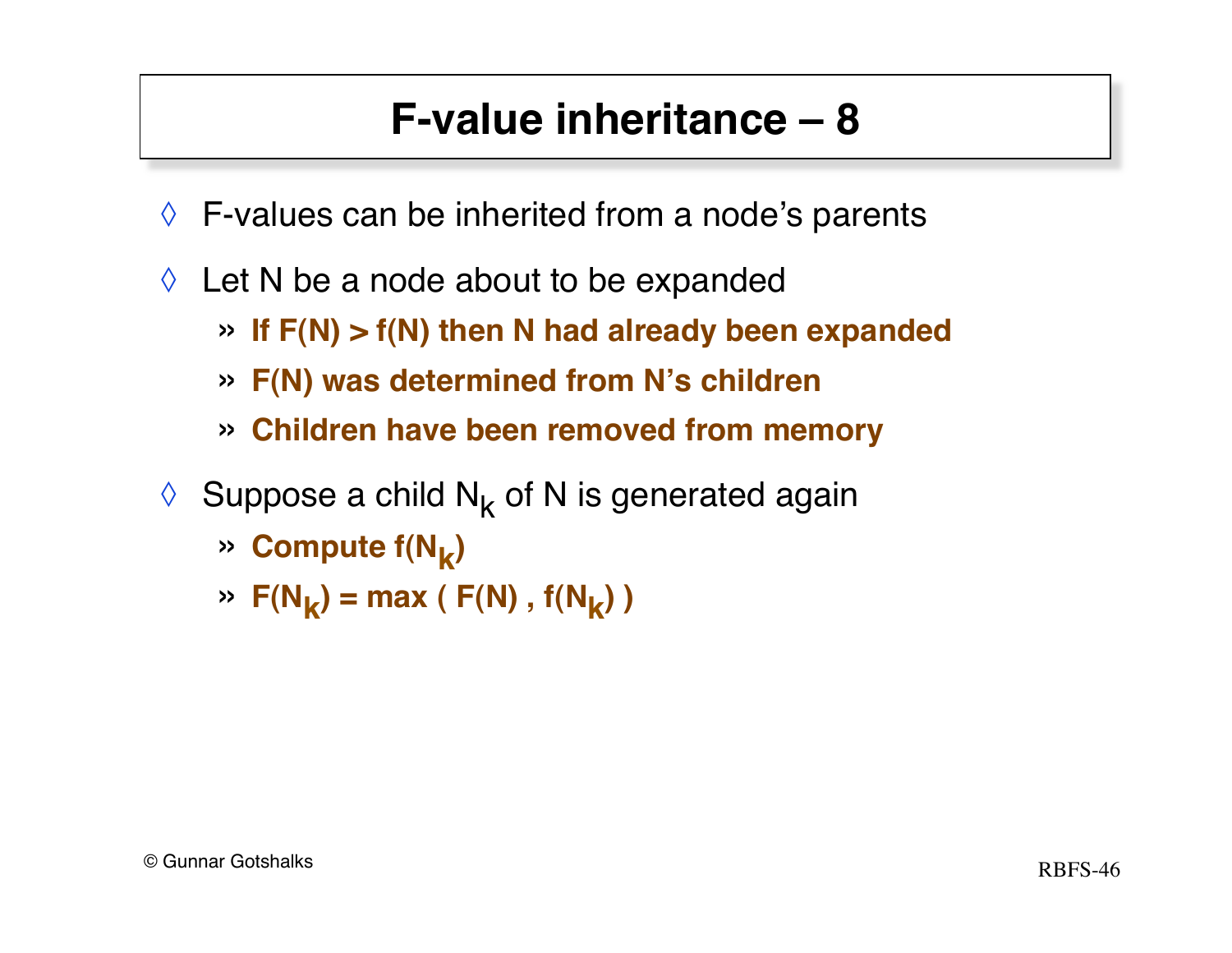# F-value inheritance – 8

- F-values can be inherited from a node's parents
- Let N be a node about to be expanded
  - **If F(N) > f(N) then N had already been expanded**
  - **F(N) was determined from N's children**
  - **Children have been removed from memory**
- Suppose a child $N_k$ of N is generated again
  - **Compute $f(N_k)$**
  - **$F(N_k) = \max(F(N), f(N_k))$**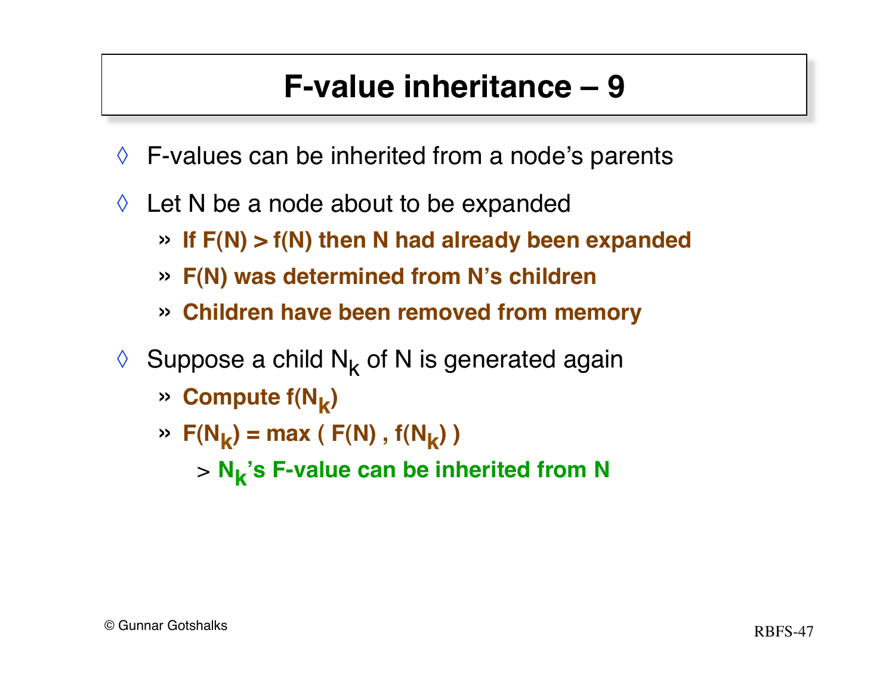# F-value inheritance – 9

- F-values can be inherited from a node's parents
- Let N be a node about to be expanded
  - **If F(N) > f(N) then N had already been expanded**
  - **F(N) was determined from N's children**
  - **Children have been removed from memory**
- Suppose a child $N_k$ of N is generated again
  - **Compute $f(N_k)$**
  - **$F(N_k) = \max ( F(N) , f(N_k) )$**
    - **$N_k$'s F-value can be inherited from N**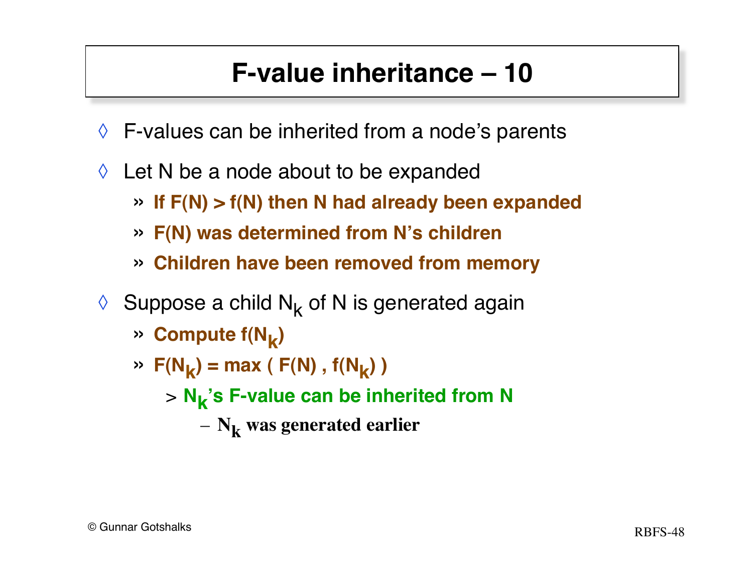# F-value inheritance – 10

- F-values can be inherited from a node's parents
- Let N be a node about to be expanded
  - **If F(N) > f(N) then N had already been expanded**
  - **F(N) was determined from N's children**
  - **Children have been removed from memory**
- Suppose a child $N_k$ of N is generated again
  - **Compute $f(N_k)$**
  - **$F(N_k) = \max ( F(N) , f(N_k) )$**
    - **$N_k$'s F-value can be inherited from N**
      - **$N_k$ was generated earlier**

© Gunnar Gotshalks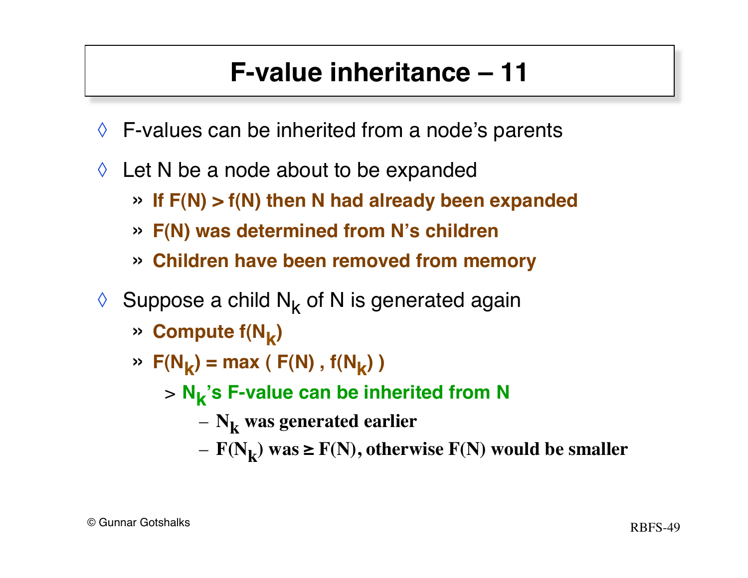# F-value inheritance – 11

- F-values can be inherited from a node's parents
- Let N be a node about to be expanded
  - **If F(N) > f(N) then N had already been expanded**
  - **F(N) was determined from N's children**
  - **Children have been removed from memory**
- Suppose a child $N_k$ of N is generated again
  - **Compute $f(N_k)$**
  - **$F(N_k) = \max ( F(N) , f(N_k) )$**
    - **$N_k$'s F-value can be inherited from N**
      - **$N_k$ was generated earlier**
      - **$F(N_k)$ was ≥ F(N), otherwise F(N) would be smaller**

© Gunnar Gotshalks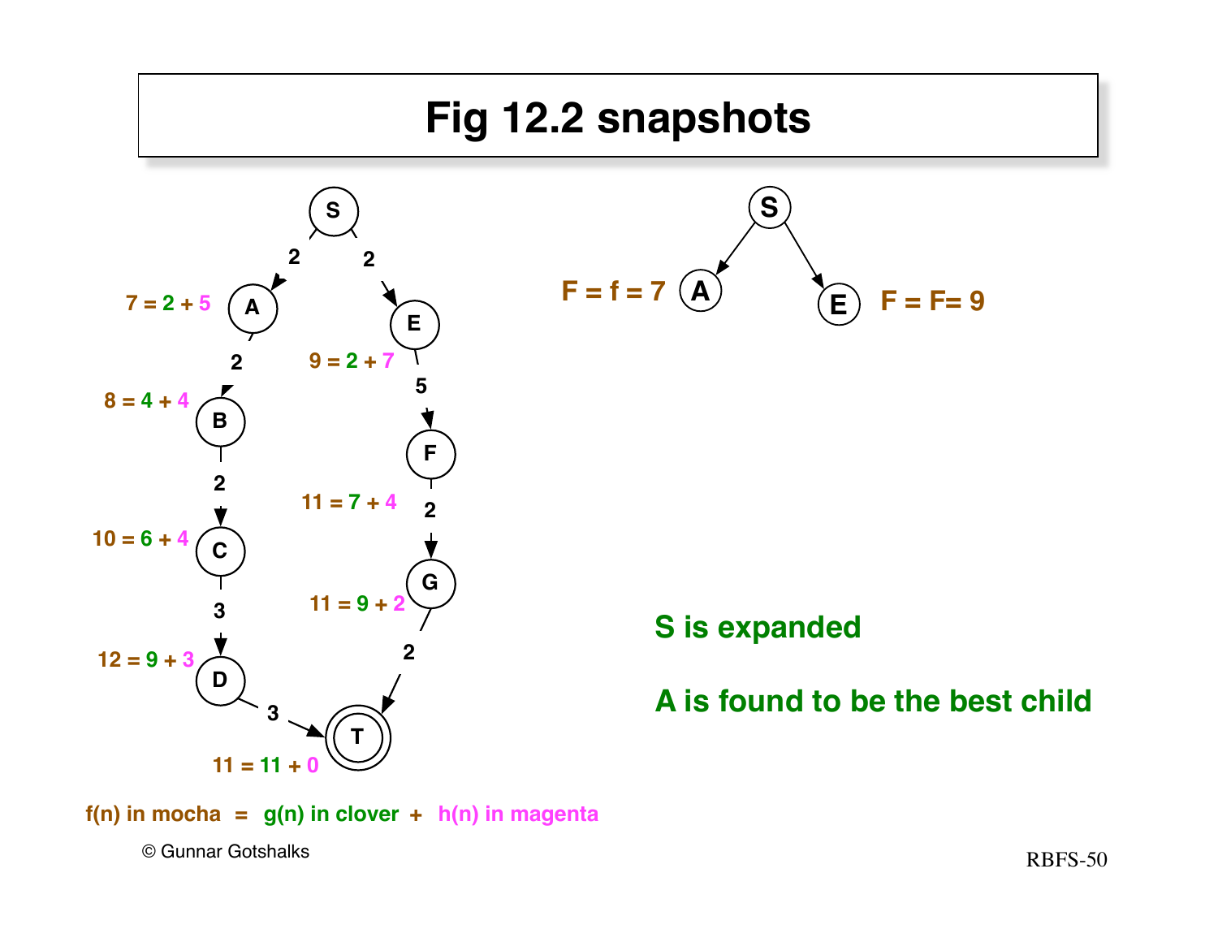# Fig 12.2 snapshots

S → A (2), S → E (2)

A: 7 = 2 + 5

A → B (2)

B: 8 = 4 + 4

B → C (2)

C: 10 = 6 + 4

C → D (3)

D: 12 = 9 + 3

D → T (3)

E: 9 = 2 + 7

E → F (5)

F: 11 = 7 + 4

F → G (2)

G: 11 = 9 + 2

G → T (2)

T: 11 = 11 + 0

f(n) in mocha = g(n) in clover + h(n) in magenta

F = f = 7 A

E F = F= 9

S is expanded

A is found to be the best child

© Gunnar Gotshalks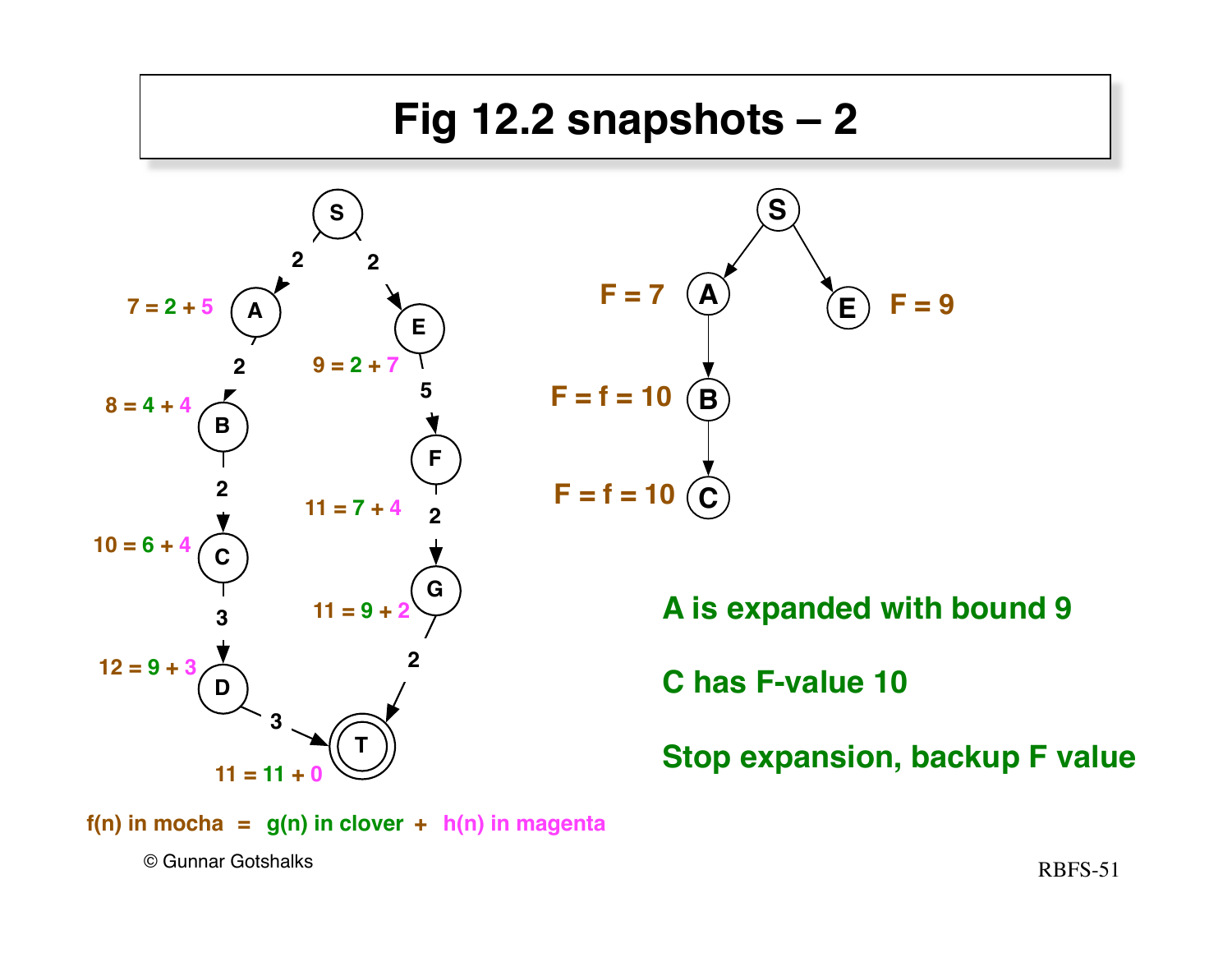# Fig 12.2 snapshots – 2

S → A (2), S → E (2)

A: 7 = 2 + 5
E: 9 = 2 + 7

A → B (2)
E → F (5)

B: 8 = 4 + 4
F: 11 = 7 + 4

B → C (2)
F → G (2)

C: 10 = 6 + 4
G: 11 = 9 + 2

C → D (3)
G → T (2)

D: 12 = 9 + 3

D → T (3)

T: 11 = 11 + 0

f(n) in mocha = g(n) in clover + h(n) in magenta

S
- A: F = 7
  - B: F = f = 10
    - C: F = f = 10
- E: F = 9

**A is expanded with bound 9**

**C has F-value 10**

**Stop expansion, backup F value**

© Gunnar Gotshalks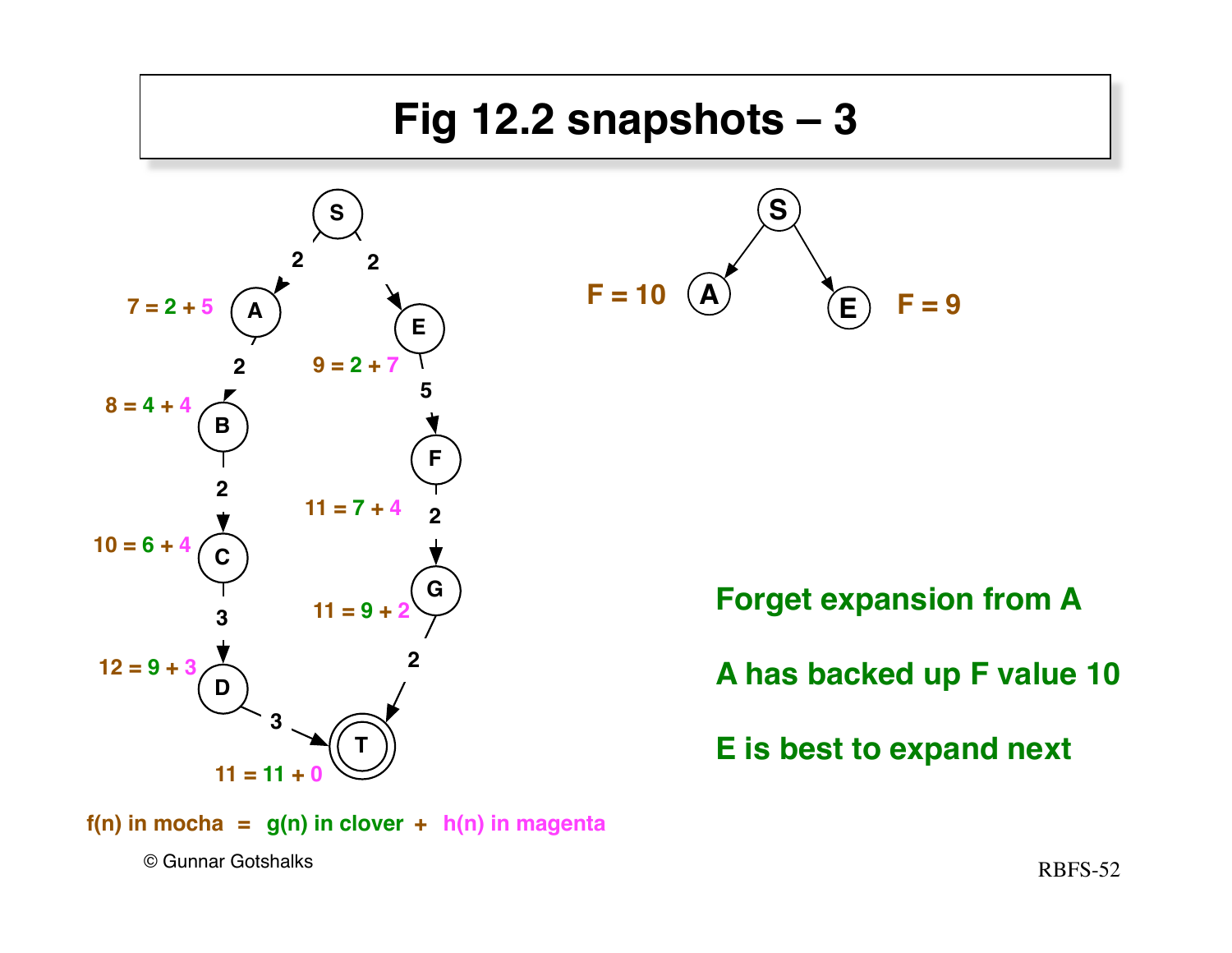# Fig 12.2 snapshots – 3

Graph (left): S → A (2), S → E (2), A → B (2), B → C (2), C → D (3), D → T (3), E → F (5), F → G (2), G → T (2)

- A: 7 = 2 + 5
- B: 8 = 4 + 4
- C: 10 = 6 + 4
- D: 12 = 9 + 3
- E: 9 = 2 + 7
- F: 11 = 7 + 4
- G: 11 = 9 + 2
- T: 11 = 11 + 0

f(n) in mocha = g(n) in clover + h(n) in magenta

Search tree (right): S with children A (F = 10) and E (F = 9)

**Forget expansion from A**

**A has backed up F value 10**

**E is best to expand next**

© Gunnar Gotshalks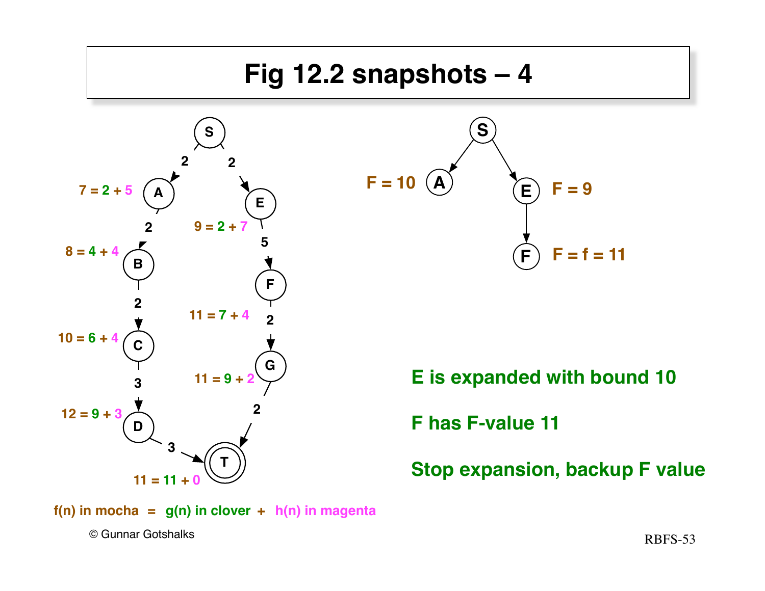# Fig 12.2 snapshots – 4

S → A (2), S → E (2)

A: 7 = 2 + 5

A → B (2)

B: 8 = 4 + 4

B → C (2)

C: 10 = 6 + 4

C → D (3)

D: 12 = 9 + 3

D → T (3)

E: 9 = 2 + 7

E → F (5)

F: 11 = 7 + 4

F → G (2)

G: 11 = 9 + 2

G → T (2)

T: 11 = 11 + 0

f(n) in mocha = g(n) in clover + h(n) in magenta

S → A: F = 10

S → E: F = 9

E → F: F = f = 11

**E is expanded with bound 10**

**F has F-value 11**

**Stop expansion, backup F value**

© Gunnar Gotshalks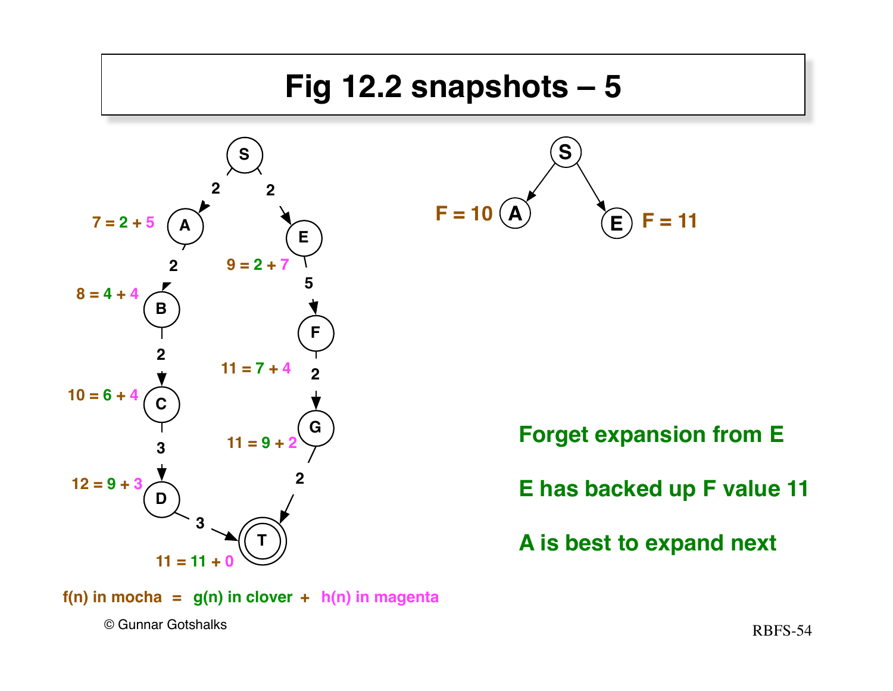# Fig 12.2 snapshots – 5

S

2 2

7 = 2 + 5 A

E

2

9 = 2 + 7

8 = 4 + 4 B

5

F

2

11 = 7 + 4

2

10 = 6 + 4 C

G

3

11 = 9 + 2

12 = 9 + 3 D

2

3

T

11 = 11 + 0

f(n) in mocha = g(n) in clover + h(n) in magenta

S

F = 10 A

E F = 11

**Forget expansion from E**

**E has backed up F value 11**

**A is best to expand next**

© Gunnar Gotshalks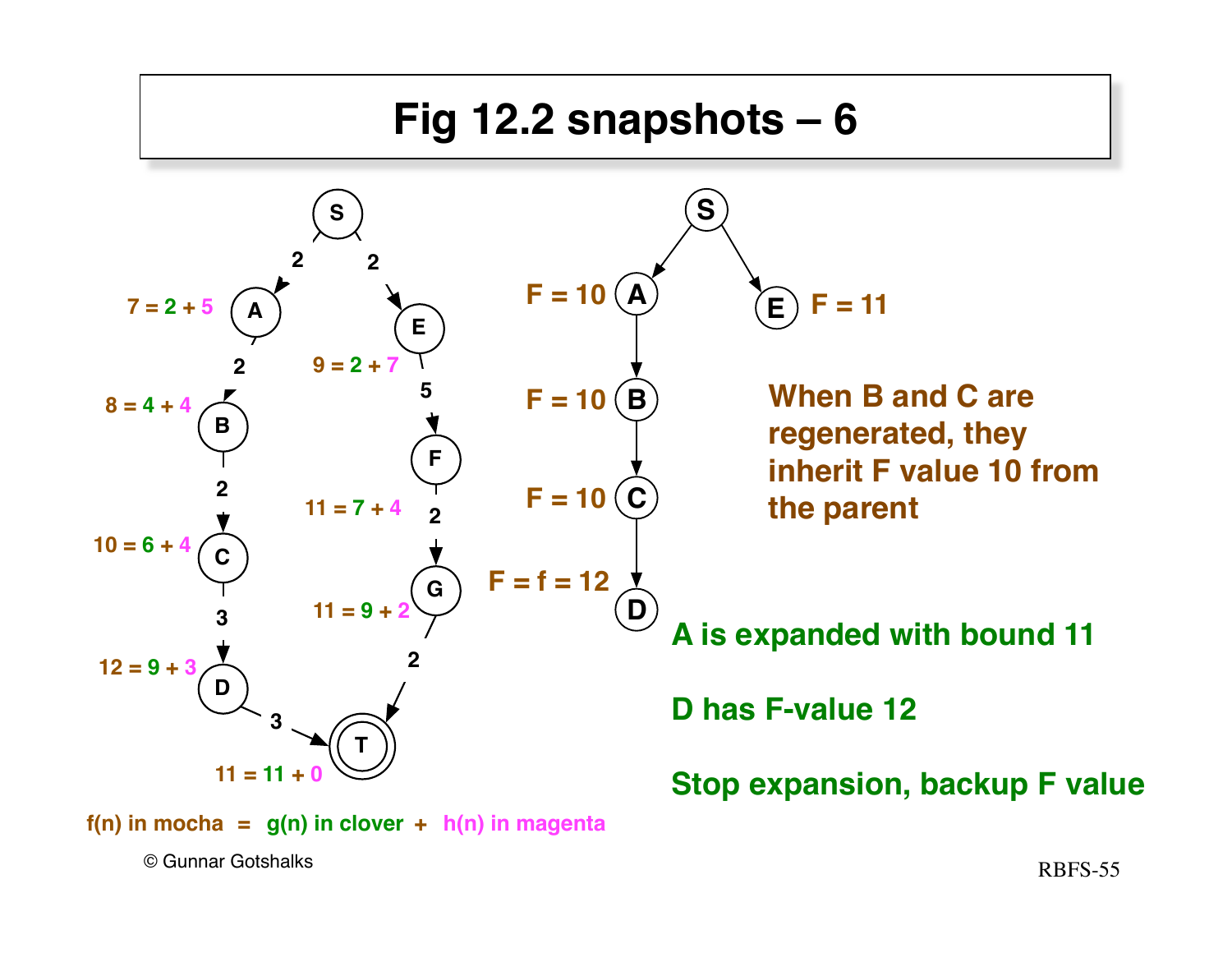# Fig 12.2 snapshots – 6

S → A (2), S → E (2)

A: 7 = 2 + 5
A → B (2)
B: 8 = 4 + 4
B → C (2)
C: 10 = 6 + 4
C → D (3)
D: 12 = 9 + 3
D → T (3)

E: 9 = 2 + 7
E → F (5)
F: 11 = 7 + 4
F → G (2)
G: 11 = 9 + 2
G → T (2)
T: 11 = 11 + 0

f(n) in mocha = g(n) in clover + h(n) in magenta

Search tree:

- S
  - A: F = 10
    - B: F = 10
      - C: F = 10
        - D: F = f = 12
  - E: F = 11

When B and C are regenerated, they inherit F value 10 from the parent

A is expanded with bound 11

D has F-value 12

Stop expansion, backup F value

© Gunnar Gotshalks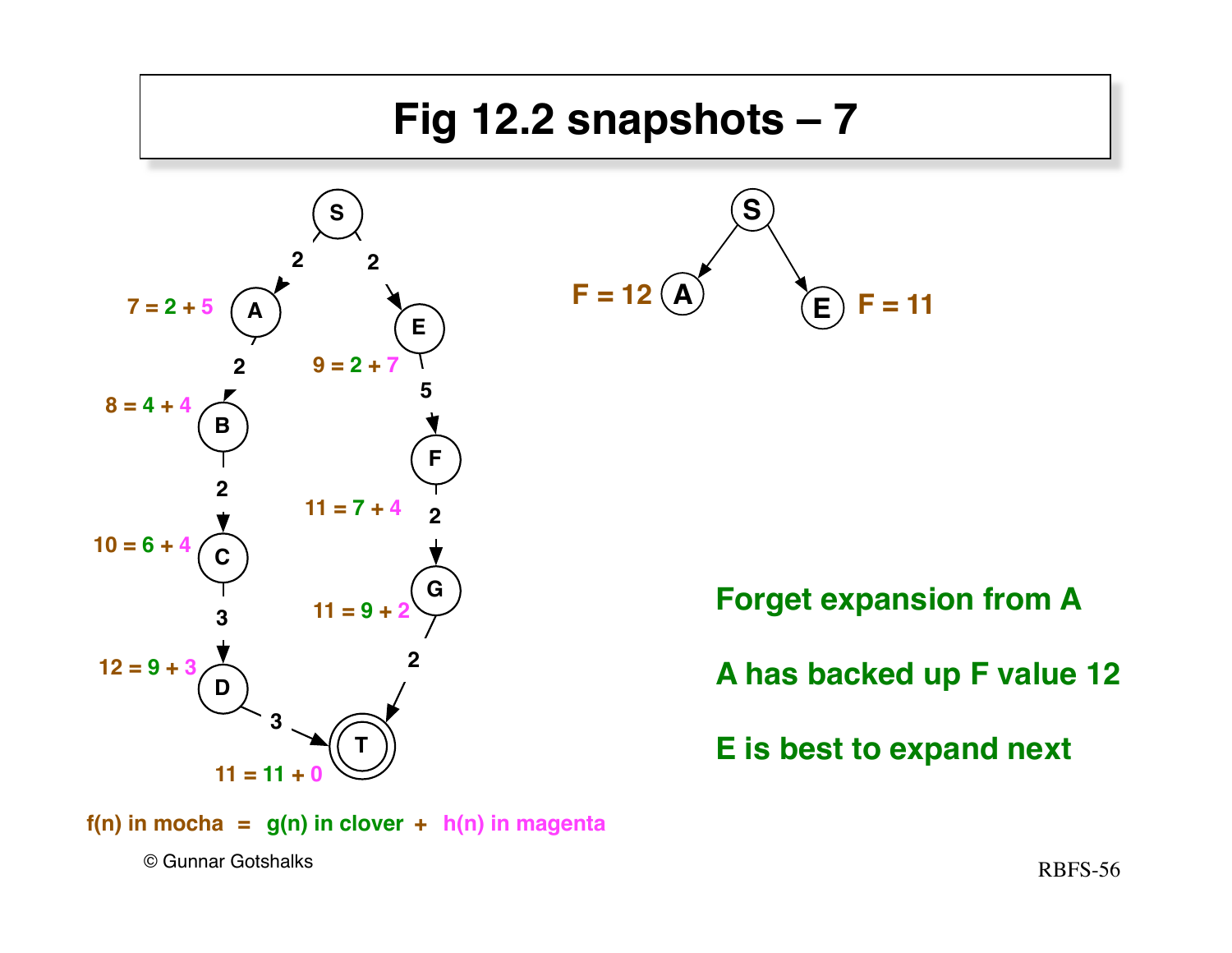# Fig 12.2 snapshots – 7

S → A (2), S → E (2)

A: 7 = 2 + 5
A → B (2)
B: 8 = 4 + 4
B → C (2)
C: 10 = 6 + 4
C → D (3)
D: 12 = 9 + 3
D → T (3)

E: 9 = 2 + 7
E → F (5)
F: 11 = 7 + 4
F → G (2)
G: 11 = 9 + 2
G → T (2)

T: 11 = 11 + 0

f(n) in mocha = g(n) in clover + h(n) in magenta

Search tree: S → A (F = 12), S → E (F = 11)

**Forget expansion from A**

**A has backed up F value 12**

**E is best to expand next**

© Gunnar Gotshalks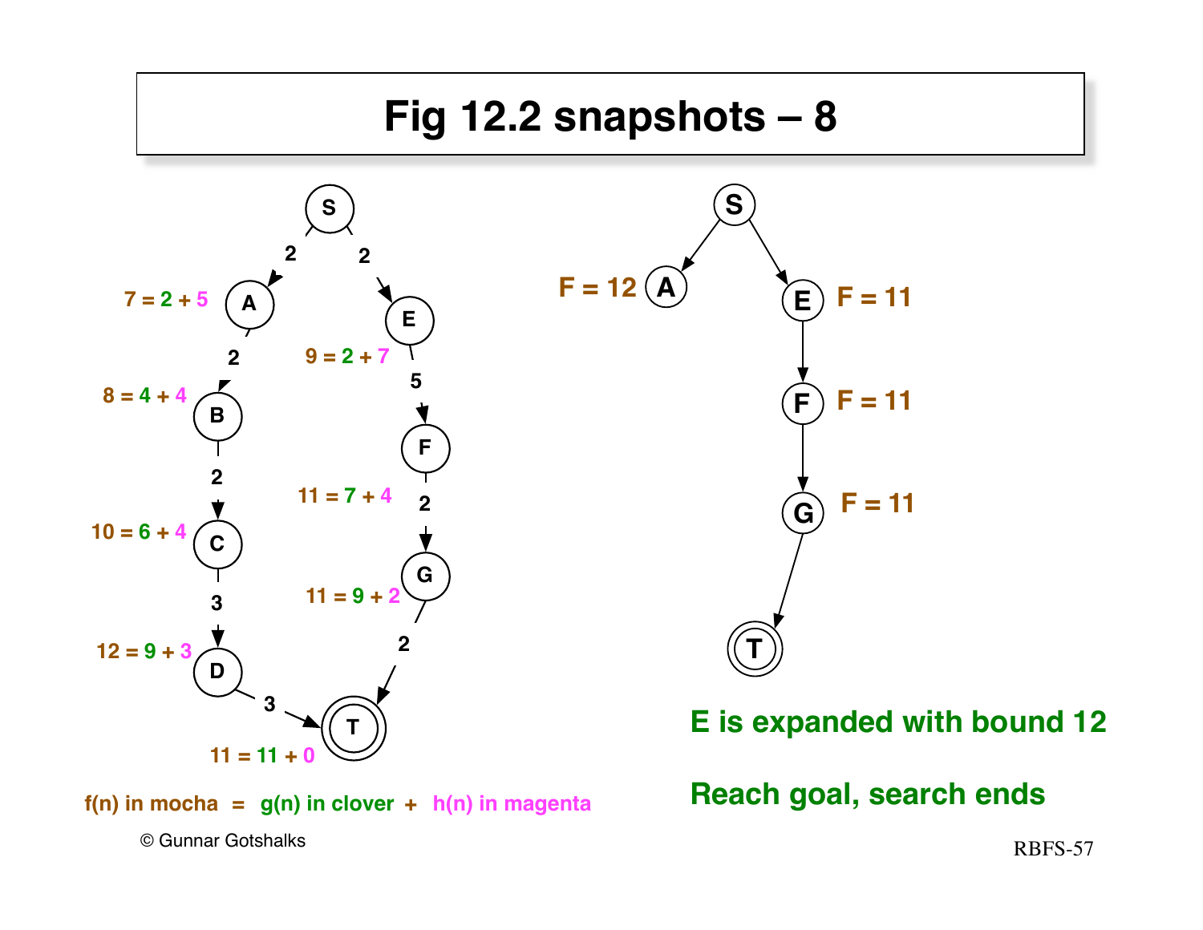# Fig 12.2 snapshots – 8

S → A (2), S → E (2)

A: 7 = 2 + 5

A → B (2)

B: 8 = 4 + 4

B → C (2)

C: 10 = 6 + 4

C → D (3)

D: 12 = 9 + 3

D → T (3)

E: 9 = 2 + 7

E → F (5)

F: 11 = 7 + 4

F → G (2)

G: 11 = 9 + 2

G → T (2)

T: 11 = 11 + 0

f(n) in mocha = g(n) in clover + h(n) in magenta

S → A (F = 12), S → E (F = 11)

E → F (F = 11)

F → G (F = 11)

G → T

**E is expanded with bound 12**

**Reach goal, search ends**

© Gunnar Gotshalks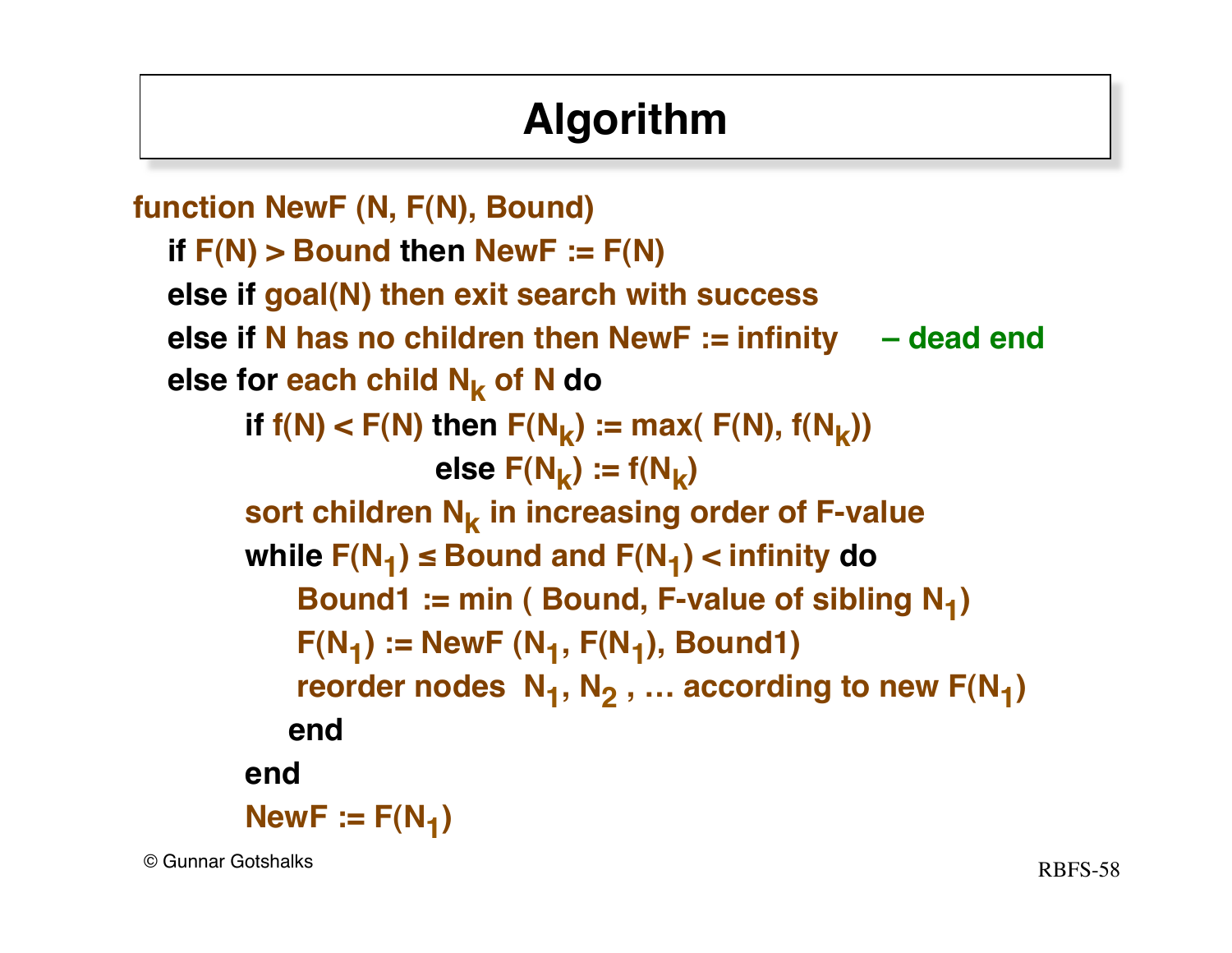# Algorithm

```
function NewF (N, F(N), Bound)
  if F(N) > Bound then NewF := F(N)
  else if goal(N) then exit search with success
  else if N has no children then NewF := infinity     – dead end
  else for each child N_k of N do
        if f(N) < F(N) then F(N_k) := max( F(N), f(N_k))
                        else F(N_k) := f(N_k)
        sort children N_k in increasing order of F-value
        while F(N_1) ≤ Bound and F(N_1) < infinity do
            Bound1 := min ( Bound, F-value of sibling N_1)
            F(N_1) := NewF (N_1, F(N_1), Bound1)
            reorder nodes  N_1, N_2 , … according to new F(N_1)
          end
        end
        NewF := F(N_1)
```

© Gunnar Gotshalks